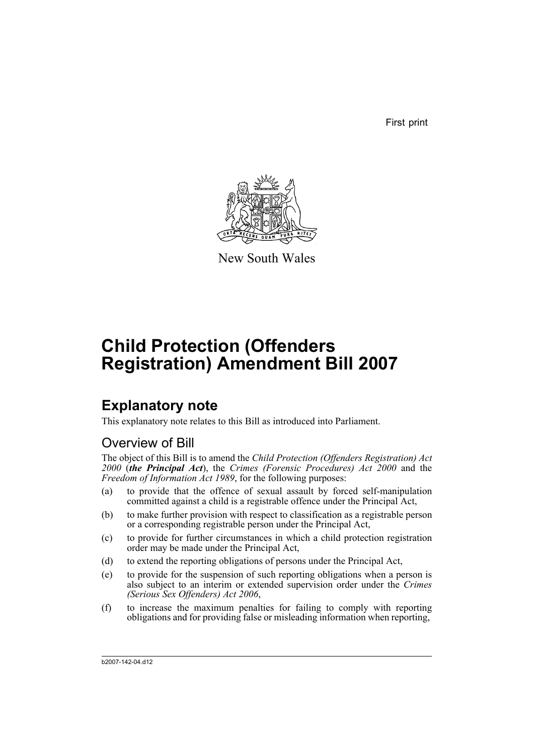First print

New South Wales

# Child Protection (Offenders Registration) Amendment Bill 2007

## Explanatory note

This explanatory note relates to this Bill as introduced into Parliament.

### Overview of Bill

The object of this Bill is to amend the *Child Protection (Offenders Registration) Act 2000* (***the Principal Act***), the *Crimes (Forensic Procedures) Act 2000* and the *Freedom of Information Act 1989*, for the following purposes:

(a) to provide that the offence of sexual assault by forced self-manipulation committed against a child is a registrable offence under the Principal Act,

(b) to make further provision with respect to classification as a registrable person or a corresponding registrable person under the Principal Act,

(c) to provide for further circumstances in which a child protection registration order may be made under the Principal Act,

(d) to extend the reporting obligations of persons under the Principal Act,

(e) to provide for the suspension of such reporting obligations when a person is also subject to an interim or extended supervision order under the *Crimes (Serious Sex Offenders) Act 2006*,

(f) to increase the maximum penalties for failing to comply with reporting obligations and for providing false or misleading information when reporting,

b2007-142-04.d12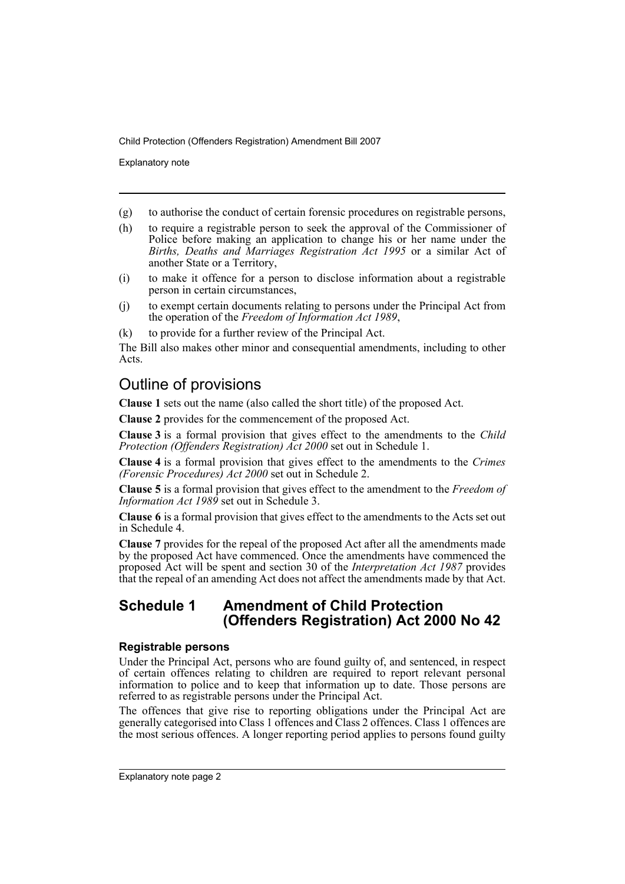(g) to authorise the conduct of certain forensic procedures on registrable persons,

(h) to require a registrable person to seek the approval of the Commissioner of Police before making an application to change his or her name under the *Births, Deaths and Marriages Registration Act 1995* or a similar Act of another State or a Territory,

(i) to make it offence for a person to disclose information about a registrable person in certain circumstances,

(j) to exempt certain documents relating to persons under the Principal Act from the operation of the *Freedom of Information Act 1989*,

(k) to provide for a further review of the Principal Act.

The Bill also makes other minor and consequential amendments, including to other Acts.

## Outline of provisions

**Clause 1** sets out the name (also called the short title) of the proposed Act.

**Clause 2** provides for the commencement of the proposed Act.

**Clause 3** is a formal provision that gives effect to the amendments to the *Child Protection (Offenders Registration) Act 2000* set out in Schedule 1.

**Clause 4** is a formal provision that gives effect to the amendments to the *Crimes (Forensic Procedures) Act 2000* set out in Schedule 2.

**Clause 5** is a formal provision that gives effect to the amendment to the *Freedom of Information Act 1989* set out in Schedule 3.

**Clause 6** is a formal provision that gives effect to the amendments to the Acts set out in Schedule 4.

**Clause 7** provides for the repeal of the proposed Act after all the amendments made by the proposed Act have commenced. Once the amendments have commenced the proposed Act will be spent and section 30 of the *Interpretation Act 1987* provides that the repeal of an amending Act does not affect the amendments made by that Act.

## Schedule 1 Amendment of Child Protection (Offenders Registration) Act 2000 No 42

### Registrable persons

Under the Principal Act, persons who are found guilty of, and sentenced, in respect of certain offences relating to children are required to report relevant personal information to police and to keep that information up to date. Those persons are referred to as registrable persons under the Principal Act.

The offences that give rise to reporting obligations under the Principal Act are generally categorised into Class 1 offences and Class 2 offences. Class 1 offences are the most serious offences. A longer reporting period applies to persons found guilty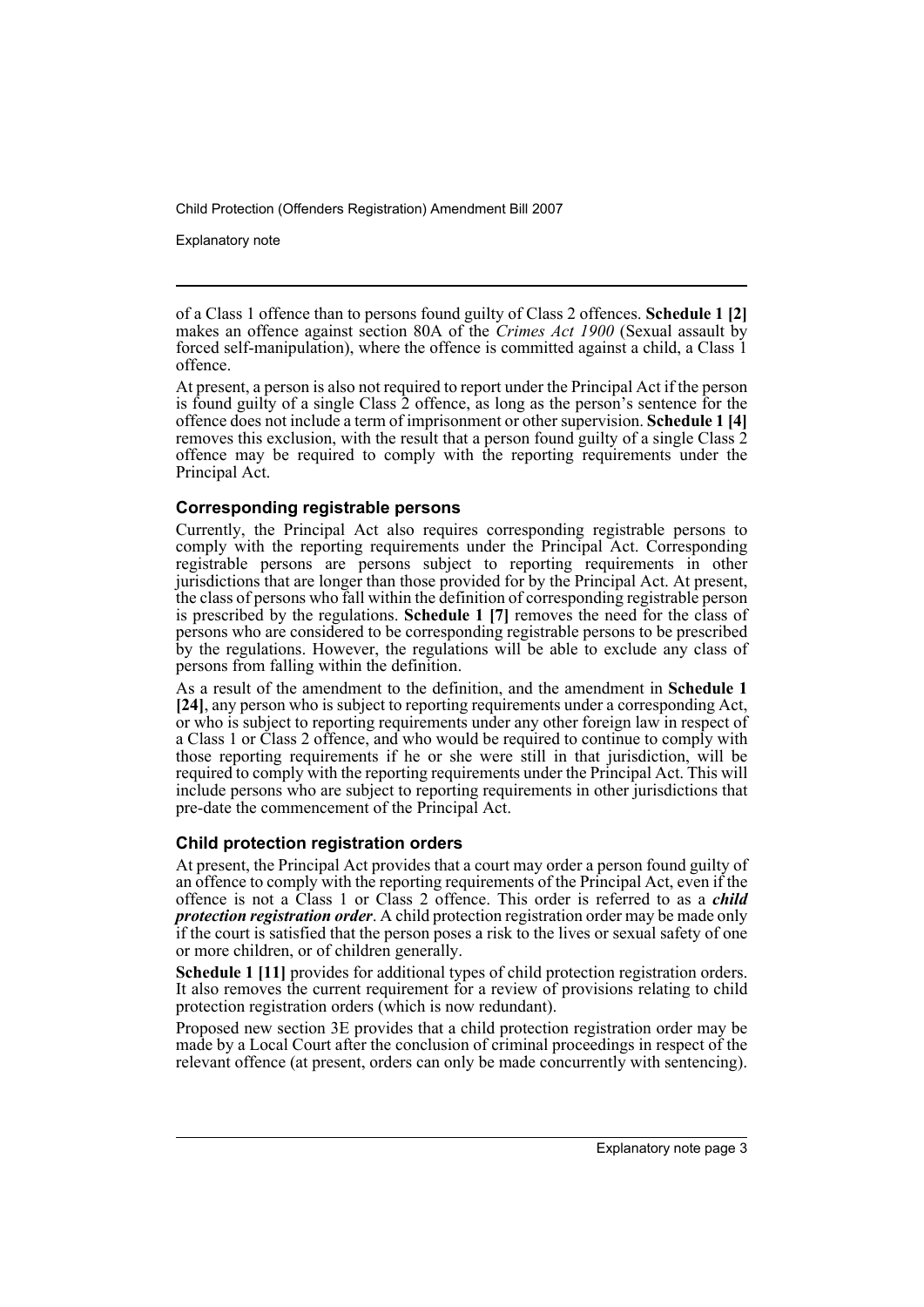of a Class 1 offence than to persons found guilty of Class 2 offences. **Schedule 1 [2]** makes an offence against section 80A of the *Crimes Act 1900* (Sexual assault by forced self-manipulation), where the offence is committed against a child, a Class 1 offence.

At present, a person is also not required to report under the Principal Act if the person is found guilty of a single Class 2 offence, as long as the person's sentence for the offence does not include a term of imprisonment or other supervision. **Schedule 1 [4]** removes this exclusion, with the result that a person found guilty of a single Class 2 offence may be required to comply with the reporting requirements under the Principal Act.

### Corresponding registrable persons

Currently, the Principal Act also requires corresponding registrable persons to comply with the reporting requirements under the Principal Act. Corresponding registrable persons are persons subject to reporting requirements in other jurisdictions that are longer than those provided for by the Principal Act. At present, the class of persons who fall within the definition of corresponding registrable person is prescribed by the regulations. **Schedule 1 [7]** removes the need for the class of persons who are considered to be corresponding registrable persons to be prescribed by the regulations. However, the regulations will be able to exclude any class of persons from falling within the definition.

As a result of the amendment to the definition, and the amendment in **Schedule 1 [24]**, any person who is subject to reporting requirements under a corresponding Act, or who is subject to reporting requirements under any other foreign law in respect of a Class 1 or Class 2 offence, and who would be required to continue to comply with those reporting requirements if he or she were still in that jurisdiction, will be required to comply with the reporting requirements under the Principal Act. This will include persons who are subject to reporting requirements in other jurisdictions that pre-date the commencement of the Principal Act.

### Child protection registration orders

At present, the Principal Act provides that a court may order a person found guilty of an offence to comply with the reporting requirements of the Principal Act, even if the offence is not a Class 1 or Class 2 offence. This order is referred to as a ***child protection registration order***. A child protection registration order may be made only if the court is satisfied that the person poses a risk to the lives or sexual safety of one or more children, or of children generally.

**Schedule 1 [11]** provides for additional types of child protection registration orders. It also removes the current requirement for a review of provisions relating to child protection registration orders (which is now redundant).

Proposed new section 3E provides that a child protection registration order may be made by a Local Court after the conclusion of criminal proceedings in respect of the relevant offence (at present, orders can only be made concurrently with sentencing).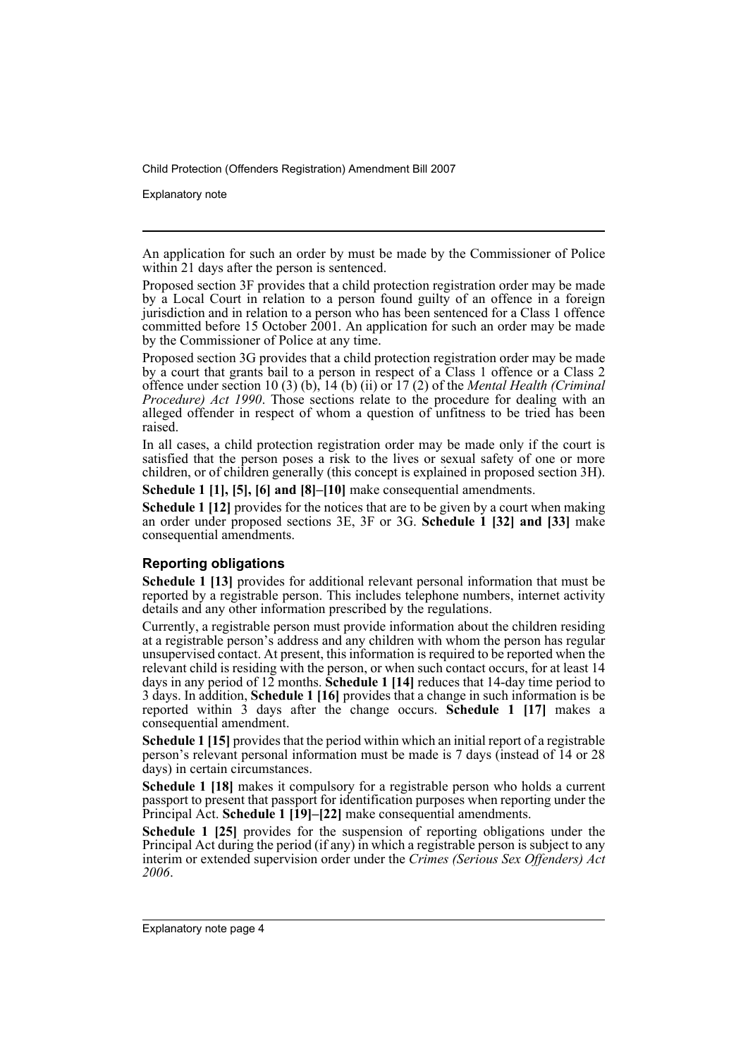An application for such an order by must be made by the Commissioner of Police within 21 days after the person is sentenced.

Proposed section 3F provides that a child protection registration order may be made by a Local Court in relation to a person found guilty of an offence in a foreign jurisdiction and in relation to a person who has been sentenced for a Class 1 offence committed before 15 October 2001. An application for such an order may be made by the Commissioner of Police at any time.

Proposed section 3G provides that a child protection registration order may be made by a court that grants bail to a person in respect of a Class 1 offence or a Class 2 offence under section 10 (3) (b), 14 (b) (ii) or 17 (2) of the *Mental Health (Criminal Procedure) Act 1990*. Those sections relate to the procedure for dealing with an alleged offender in respect of whom a question of unfitness to be tried has been raised.

In all cases, a child protection registration order may be made only if the court is satisfied that the person poses a risk to the lives or sexual safety of one or more children, or of children generally (this concept is explained in proposed section 3H).

**Schedule 1 [1], [5], [6] and [8]–[10]** make consequential amendments.

**Schedule 1 [12]** provides for the notices that are to be given by a court when making an order under proposed sections 3E, 3F or 3G. **Schedule 1 [32] and [33]** make consequential amendments.

### Reporting obligations

**Schedule 1 [13]** provides for additional relevant personal information that must be reported by a registrable person. This includes telephone numbers, internet activity details and any other information prescribed by the regulations.

Currently, a registrable person must provide information about the children residing at a registrable person's address and any children with whom the person has regular unsupervised contact. At present, this information is required to be reported when the relevant child is residing with the person, or when such contact occurs, for at least 14 days in any period of 12 months. **Schedule 1 [14]** reduces that 14-day time period to 3 days. In addition, **Schedule 1 [16]** provides that a change in such information is be reported within 3 days after the change occurs. **Schedule 1 [17]** makes a consequential amendment.

**Schedule 1 [15]** provides that the period within which an initial report of a registrable person's relevant personal information must be made is 7 days (instead of 14 or 28 days) in certain circumstances.

**Schedule 1 [18]** makes it compulsory for a registrable person who holds a current passport to present that passport for identification purposes when reporting under the Principal Act. **Schedule 1 [19]–[22]** make consequential amendments.

**Schedule 1 [25]** provides for the suspension of reporting obligations under the Principal Act during the period (if any) in which a registrable person is subject to any interim or extended supervision order under the *Crimes (Serious Sex Offenders) Act 2006*.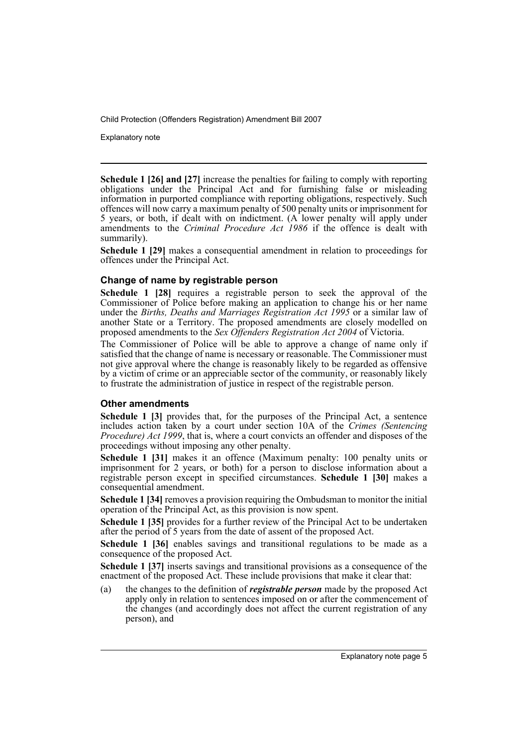**Schedule 1 [26] and [27]** increase the penalties for failing to comply with reporting obligations under the Principal Act and for furnishing false or misleading information in purported compliance with reporting obligations, respectively. Such offences will now carry a maximum penalty of 500 penalty units or imprisonment for 5 years, or both, if dealt with on indictment. (A lower penalty will apply under amendments to the *Criminal Procedure Act 1986* if the offence is dealt with summarily).

**Schedule 1 [29]** makes a consequential amendment in relation to proceedings for offences under the Principal Act.

### Change of name by registrable person

**Schedule 1 [28]** requires a registrable person to seek the approval of the Commissioner of Police before making an application to change his or her name under the *Births, Deaths and Marriages Registration Act 1995* or a similar law of another State or a Territory. The proposed amendments are closely modelled on proposed amendments to the *Sex Offenders Registration Act 2004* of Victoria.

The Commissioner of Police will be able to approve a change of name only if satisfied that the change of name is necessary or reasonable. The Commissioner must not give approval where the change is reasonably likely to be regarded as offensive by a victim of crime or an appreciable sector of the community, or reasonably likely to frustrate the administration of justice in respect of the registrable person.

### Other amendments

**Schedule 1 [3]** provides that, for the purposes of the Principal Act, a sentence includes action taken by a court under section 10A of the *Crimes (Sentencing Procedure) Act 1999*, that is, where a court convicts an offender and disposes of the proceedings without imposing any other penalty.

**Schedule 1 [31]** makes it an offence (Maximum penalty: 100 penalty units or imprisonment for 2 years, or both) for a person to disclose information about a registrable person except in specified circumstances. **Schedule 1 [30]** makes a consequential amendment.

**Schedule 1 [34]** removes a provision requiring the Ombudsman to monitor the initial operation of the Principal Act, as this provision is now spent.

**Schedule 1 [35]** provides for a further review of the Principal Act to be undertaken after the period of 5 years from the date of assent of the proposed Act.

**Schedule 1 [36]** enables savings and transitional regulations to be made as a consequence of the proposed Act.

**Schedule 1 [37]** inserts savings and transitional provisions as a consequence of the enactment of the proposed Act. These include provisions that make it clear that:

(a) the changes to the definition of ***registrable person*** made by the proposed Act apply only in relation to sentences imposed on or after the commencement of the changes (and accordingly does not affect the current registration of any person), and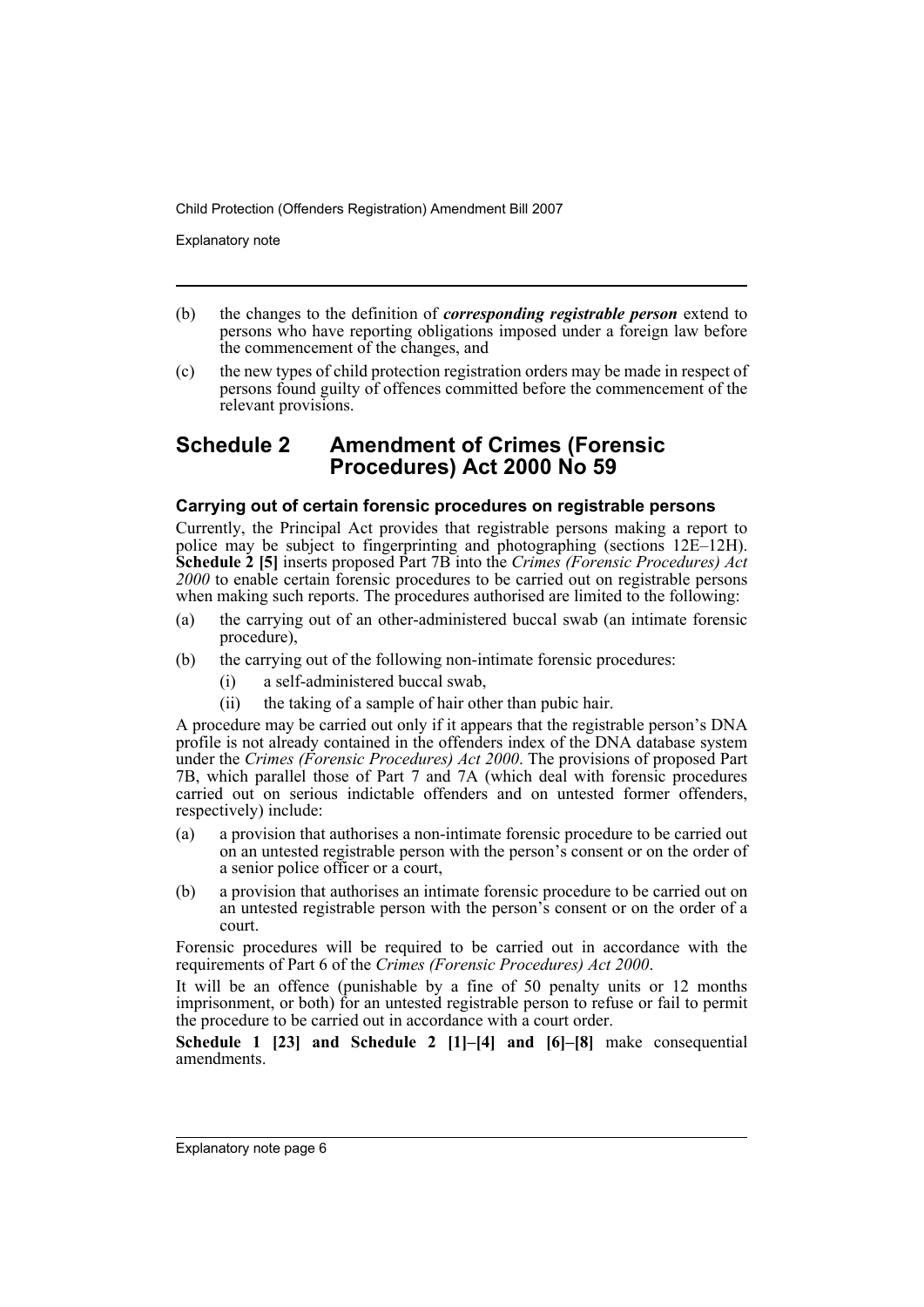(b) the changes to the definition of ***corresponding registrable person*** extend to persons who have reporting obligations imposed under a foreign law before the commencement of the changes, and

(c) the new types of child protection registration orders may be made in respect of persons found guilty of offences committed before the commencement of the relevant provisions.

## Schedule 2 Amendment of Crimes (Forensic Procedures) Act 2000 No 59

### Carrying out of certain forensic procedures on registrable persons

Currently, the Principal Act provides that registrable persons making a report to police may be subject to fingerprinting and photographing (sections 12E–12H). **Schedule 2 [5]** inserts proposed Part 7B into the *Crimes (Forensic Procedures) Act 2000* to enable certain forensic procedures to be carried out on registrable persons when making such reports. The procedures authorised are limited to the following:

(a) the carrying out of an other-administered buccal swab (an intimate forensic procedure),

(b) the carrying out of the following non-intimate forensic procedures:

  (i) a self-administered buccal swab,

  (ii) the taking of a sample of hair other than pubic hair.

A procedure may be carried out only if it appears that the registrable person's DNA profile is not already contained in the offenders index of the DNA database system under the *Crimes (Forensic Procedures) Act 2000*. The provisions of proposed Part 7B, which parallel those of Part 7 and 7A (which deal with forensic procedures carried out on serious indictable offenders and on untested former offenders, respectively) include:

(a) a provision that authorises a non-intimate forensic procedure to be carried out on an untested registrable person with the person's consent or on the order of a senior police officer or a court,

(b) a provision that authorises an intimate forensic procedure to be carried out on an untested registrable person with the person's consent or on the order of a court.

Forensic procedures will be required to be carried out in accordance with the requirements of Part 6 of the *Crimes (Forensic Procedures) Act 2000*.

It will be an offence (punishable by a fine of 50 penalty units or 12 months imprisonment, or both) for an untested registrable person to refuse or fail to permit the procedure to be carried out in accordance with a court order.

**Schedule 1 [23] and Schedule 2 [1]–[4] and [6]–[8]** make consequential amendments.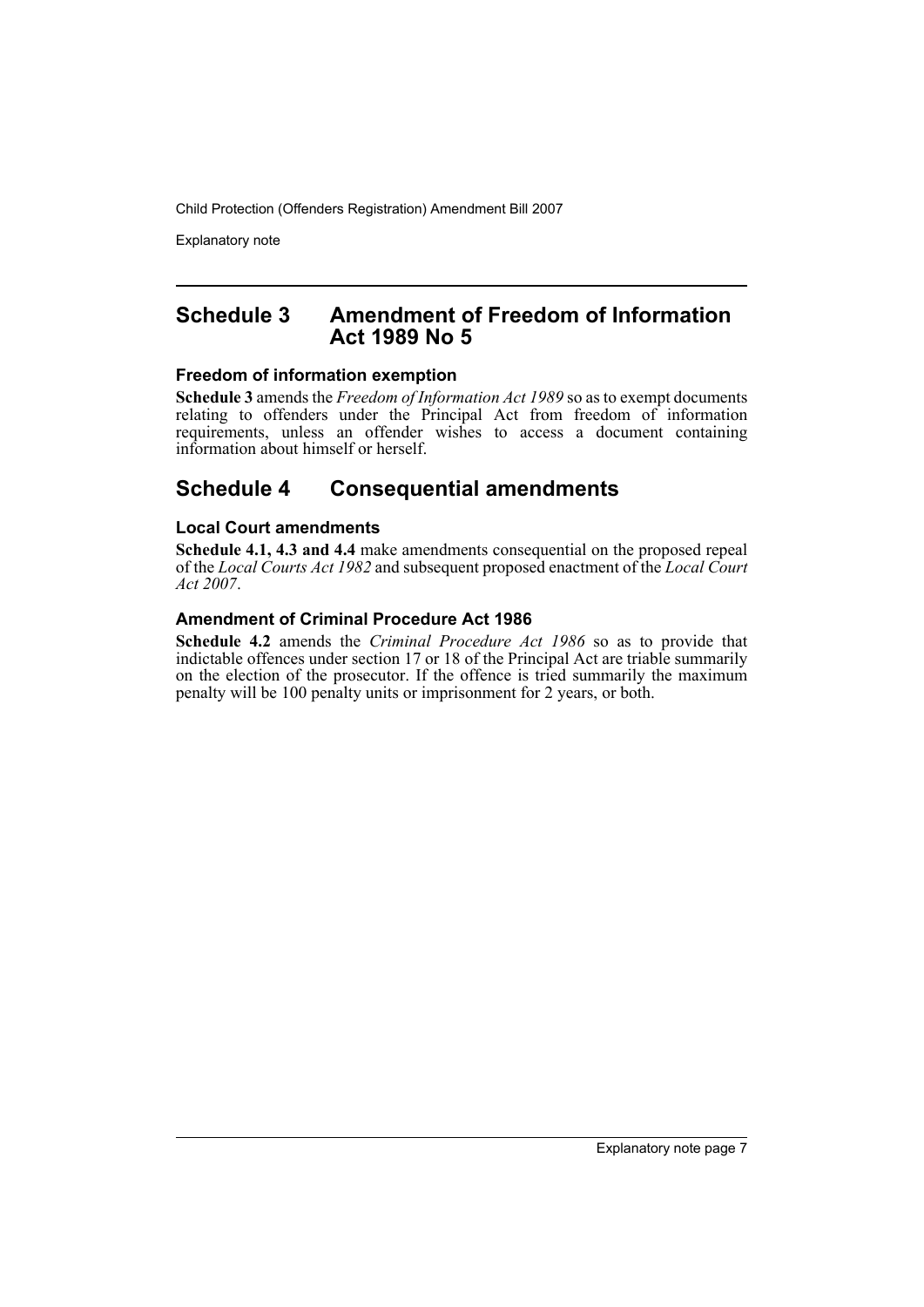## Schedule 3 Amendment of Freedom of Information Act 1989 No 5

### Freedom of information exemption

**Schedule 3** amends the *Freedom of Information Act 1989* so as to exempt documents relating to offenders under the Principal Act from freedom of information requirements, unless an offender wishes to access a document containing information about himself or herself.

## Schedule 4 Consequential amendments

### Local Court amendments

**Schedule 4.1, 4.3 and 4.4** make amendments consequential on the proposed repeal of the *Local Courts Act 1982* and subsequent proposed enactment of the *Local Court Act 2007*.

### Amendment of Criminal Procedure Act 1986

**Schedule 4.2** amends the *Criminal Procedure Act 1986* so as to provide that indictable offences under section 17 or 18 of the Principal Act are triable summarily on the election of the prosecutor. If the offence is tried summarily the maximum penalty will be 100 penalty units or imprisonment for 2 years, or both.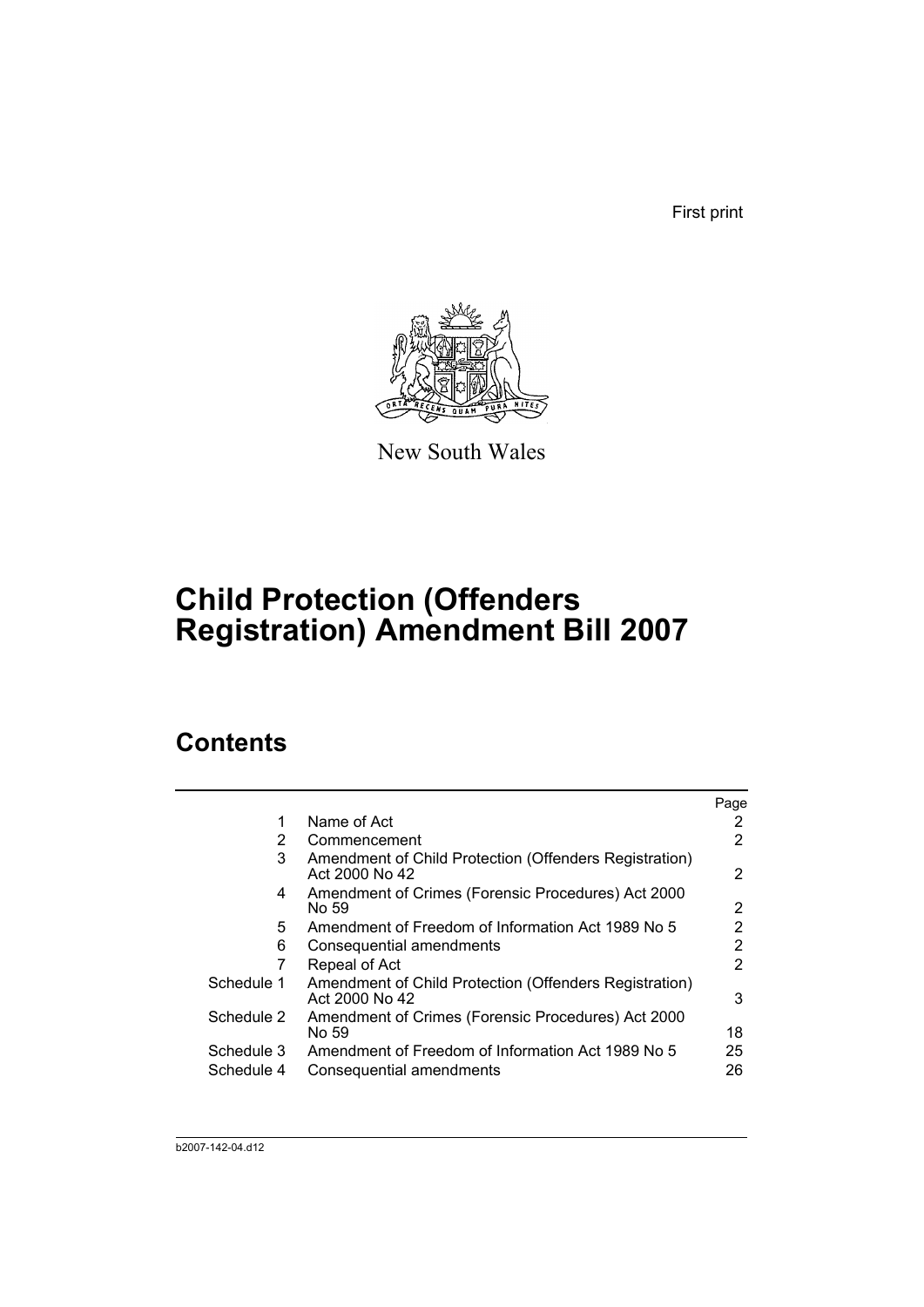First print

New South Wales

# Child Protection (Offenders Registration) Amendment Bill 2007

## Contents

| | | Page |
|---|---|---|
| 1 | Name of Act | 2 |
| 2 | Commencement | 2 |
| 3 | Amendment of Child Protection (Offenders Registration) Act 2000 No 42 | 2 |
| 4 | Amendment of Crimes (Forensic Procedures) Act 2000 No 59 | 2 |
| 5 | Amendment of Freedom of Information Act 1989 No 5 | 2 |
| 6 | Consequential amendments | 2 |
| 7 | Repeal of Act | 2 |
| Schedule 1 | Amendment of Child Protection (Offenders Registration) Act 2000 No 42 | 3 |
| Schedule 2 | Amendment of Crimes (Forensic Procedures) Act 2000 No 59 | 18 |
| Schedule 3 | Amendment of Freedom of Information Act 1989 No 5 | 25 |
| Schedule 4 | Consequential amendments | 26 |

b2007-142-04.d12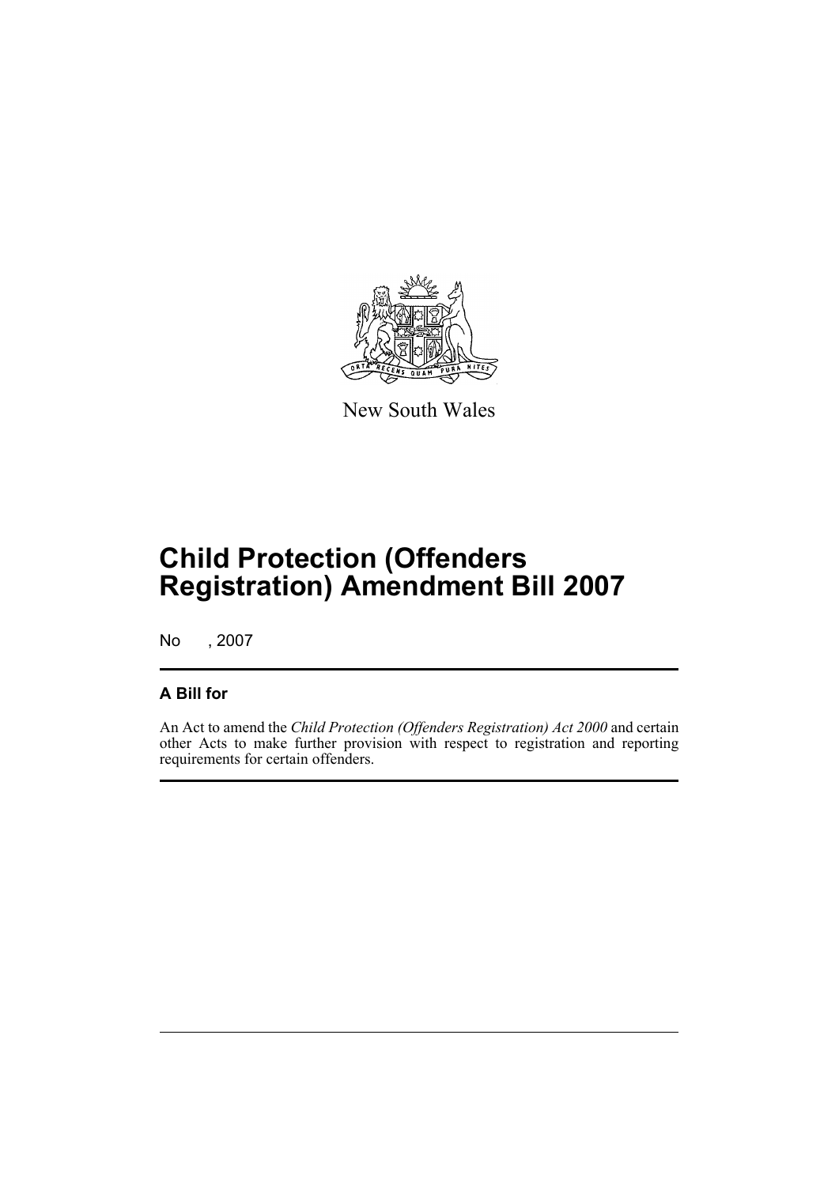New South Wales

# Child Protection (Offenders Registration) Amendment Bill 2007

No , 2007

## A Bill for

An Act to amend the *Child Protection (Offenders Registration) Act 2000* and certain other Acts to make further provision with respect to registration and reporting requirements for certain offenders.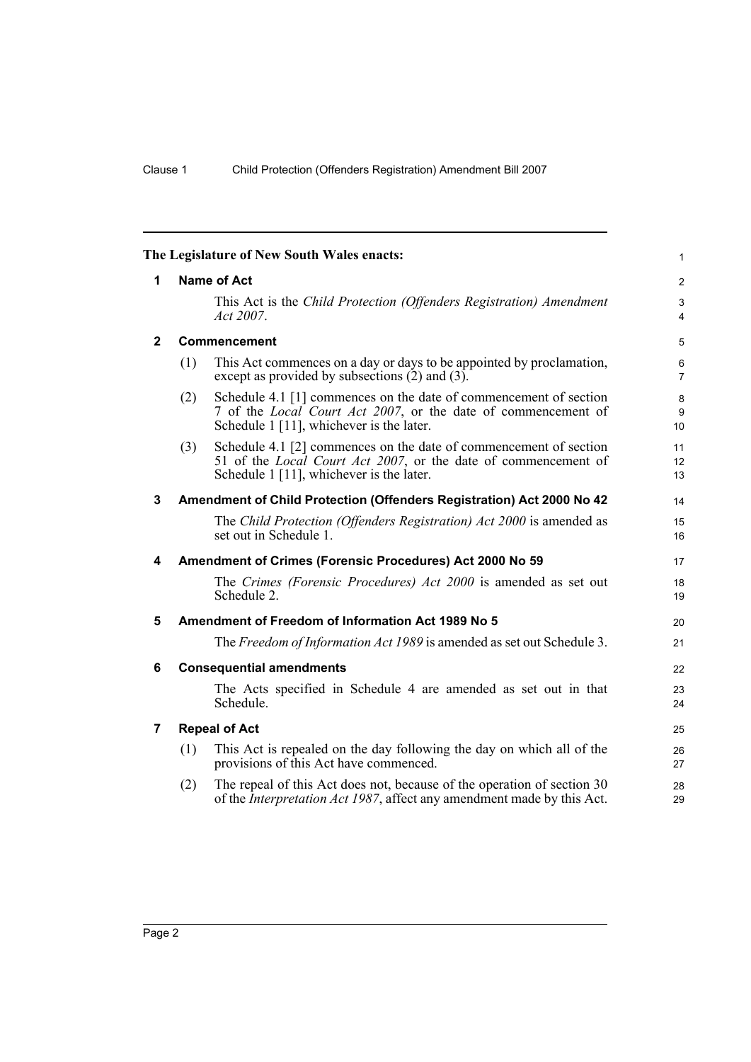**The Legislature of New South Wales enacts:**

## 1 Name of Act

This Act is the *Child Protection (Offenders Registration) Amendment Act 2007*.

## 2 Commencement

(1) This Act commences on a day or days to be appointed by proclamation, except as provided by subsections (2) and (3).

(2) Schedule 4.1 [1] commences on the date of commencement of section 7 of the *Local Court Act 2007*, or the date of commencement of Schedule 1 [11], whichever is the later.

(3) Schedule 4.1 [2] commences on the date of commencement of section 51 of the *Local Court Act 2007*, or the date of commencement of Schedule 1 [11], whichever is the later.

## 3 Amendment of Child Protection (Offenders Registration) Act 2000 No 42

The *Child Protection (Offenders Registration) Act 2000* is amended as set out in Schedule 1.

## 4 Amendment of Crimes (Forensic Procedures) Act 2000 No 59

The *Crimes (Forensic Procedures) Act 2000* is amended as set out Schedule 2.

## 5 Amendment of Freedom of Information Act 1989 No 5

The *Freedom of Information Act 1989* is amended as set out Schedule 3.

## 6 Consequential amendments

The Acts specified in Schedule 4 are amended as set out in that Schedule.

## 7 Repeal of Act

(1) This Act is repealed on the day following the day on which all of the provisions of this Act have commenced.

(2) The repeal of this Act does not, because of the operation of section 30 of the *Interpretation Act 1987*, affect any amendment made by this Act.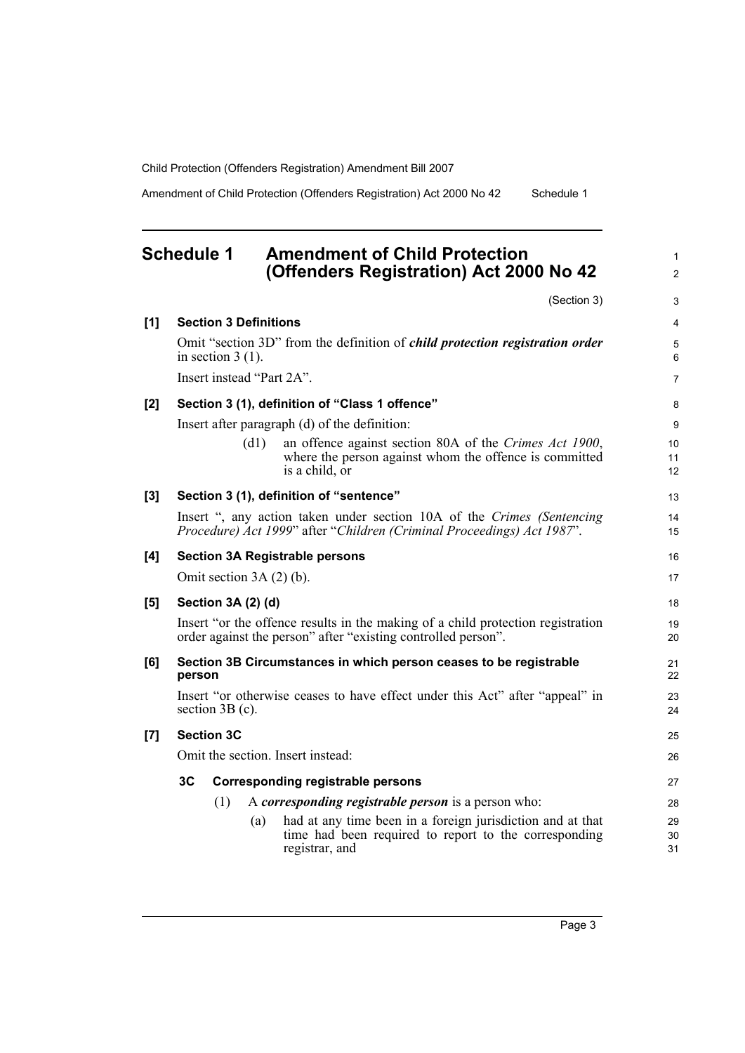## Schedule 1 Amendment of Child Protection (Offenders Registration) Act 2000 No 42

(Section 3)

**[1] Section 3 Definitions**

Omit "section 3D" from the definition of ***child protection registration order*** in section 3 (1).

Insert instead "Part 2A".

**[2] Section 3 (1), definition of "Class 1 offence"**

Insert after paragraph (d) of the definition:

> (d1) an offence against section 80A of the *Crimes Act 1900*, where the person against whom the offence is committed is a child, or

**[3] Section 3 (1), definition of "sentence"**

Insert ", any action taken under section 10A of the *Crimes (Sentencing Procedure) Act 1999*" after "*Children (Criminal Proceedings) Act 1987*".

**[4] Section 3A Registrable persons**

Omit section 3A (2) (b).

**[5] Section 3A (2) (d)**

Insert "or the offence results in the making of a child protection registration order against the person" after "existing controlled person".

**[6] Section 3B Circumstances in which person ceases to be registrable person**

Insert "or otherwise ceases to have effect under this Act" after "appeal" in section 3B (c).

**[7] Section 3C**

Omit the section. Insert instead:

> **3C Corresponding registrable persons**
>
> (1) A ***corresponding registrable person*** is a person who:
>
> (a) had at any time been in a foreign jurisdiction and at that time had been required to report to the corresponding registrar, and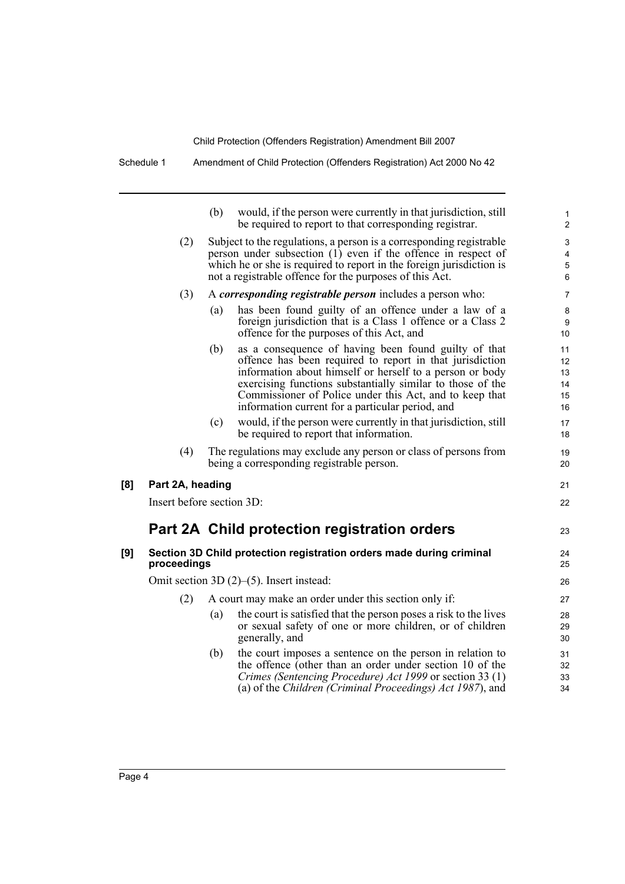(b) would, if the person were currently in that jurisdiction, still be required to report to that corresponding registrar.

(2) Subject to the regulations, a person is a corresponding registrable person under subsection (1) even if the offence in respect of which he or she is required to report in the foreign jurisdiction is not a registrable offence for the purposes of this Act.

(3) A ***corresponding registrable person*** includes a person who:

(a) has been found guilty of an offence under a law of a foreign jurisdiction that is a Class 1 offence or a Class 2 offence for the purposes of this Act, and

(b) as a consequence of having been found guilty of that offence has been required to report in that jurisdiction information about himself or herself to a person or body exercising functions substantially similar to those of the Commissioner of Police under this Act, and to keep that information current for a particular period, and

(c) would, if the person were currently in that jurisdiction, still be required to report that information.

(4) The regulations may exclude any person or class of persons from being a corresponding registrable person.

**[8] Part 2A, heading**

Insert before section 3D:

## Part 2A Child protection registration orders

**[9] Section 3D Child protection registration orders made during criminal proceedings**

Omit section 3D (2)–(5). Insert instead:

(2) A court may make an order under this section only if:

(a) the court is satisfied that the person poses a risk to the lives or sexual safety of one or more children, or of children generally, and

(b) the court imposes a sentence on the person in relation to the offence (other than an order under section 10 of the *Crimes (Sentencing Procedure) Act 1999* or section 33 (1) (a) of the *Children (Criminal Proceedings) Act 1987*), and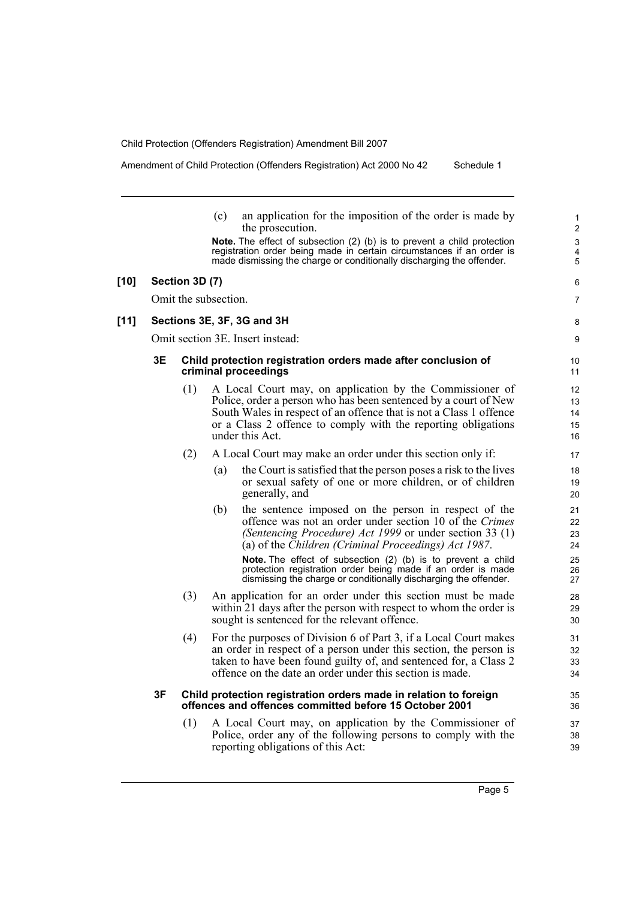(c) an application for the imposition of the order is made by the prosecution.

**Note.** The effect of subsection (2) (b) is to prevent a child protection registration order being made in certain circumstances if an order is made dismissing the charge or conditionally discharging the offender.

**[10] Section 3D (7)**

Omit the subsection.

**[11] Sections 3E, 3F, 3G and 3H**

Omit section 3E. Insert instead:

**3E Child protection registration orders made after conclusion of criminal proceedings**

(1) A Local Court may, on application by the Commissioner of Police, order a person who has been sentenced by a court of New South Wales in respect of an offence that is not a Class 1 offence or a Class 2 offence to comply with the reporting obligations under this Act.

(2) A Local Court may make an order under this section only if:

(a) the Court is satisfied that the person poses a risk to the lives or sexual safety of one or more children, or of children generally, and

(b) the sentence imposed on the person in respect of the offence was not an order under section 10 of the *Crimes (Sentencing Procedure) Act 1999* or under section 33 (1) (a) of the *Children (Criminal Proceedings) Act 1987*.

**Note.** The effect of subsection (2) (b) is to prevent a child protection registration order being made if an order is made dismissing the charge or conditionally discharging the offender.

(3) An application for an order under this section must be made within 21 days after the person with respect to whom the order is sought is sentenced for the relevant offence.

(4) For the purposes of Division 6 of Part 3, if a Local Court makes an order in respect of a person under this section, the person is taken to have been found guilty of, and sentenced for, a Class 2 offence on the date an order under this section is made.

**3F Child protection registration orders made in relation to foreign offences and offences committed before 15 October 2001**

(1) A Local Court may, on application by the Commissioner of Police, order any of the following persons to comply with the reporting obligations of this Act: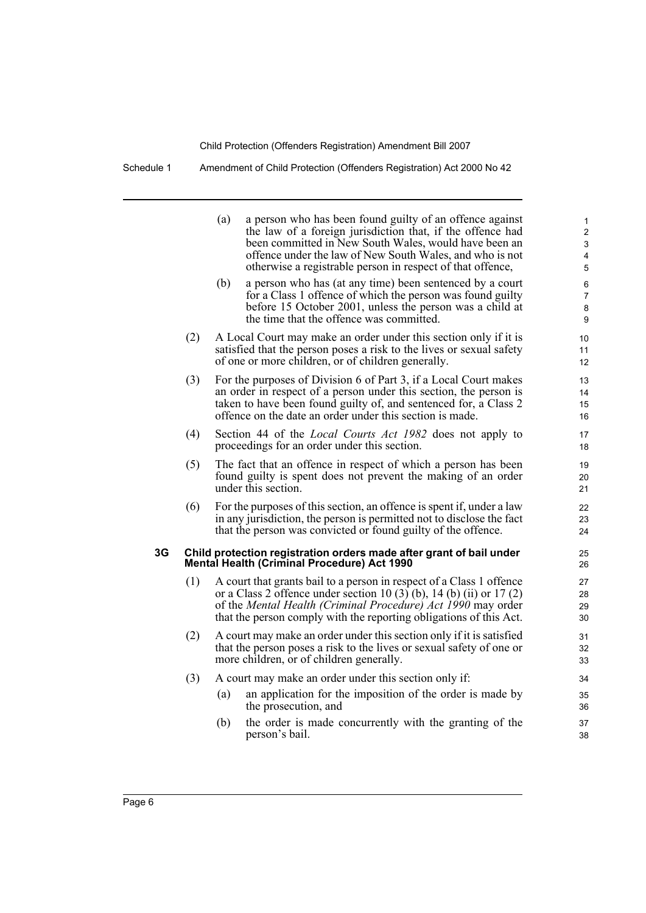(a) a person who has been found guilty of an offence against the law of a foreign jurisdiction that, if the offence had been committed in New South Wales, would have been an offence under the law of New South Wales, and who is not otherwise a registrable person in respect of that offence,

(b) a person who has (at any time) been sentenced by a court for a Class 1 offence of which the person was found guilty before 15 October 2001, unless the person was a child at the time that the offence was committed.

(2) A Local Court may make an order under this section only if it is satisfied that the person poses a risk to the lives or sexual safety of one or more children, or of children generally.

(3) For the purposes of Division 6 of Part 3, if a Local Court makes an order in respect of a person under this section, the person is taken to have been found guilty of, and sentenced for, a Class 2 offence on the date an order under this section is made.

(4) Section 44 of the *Local Courts Act 1982* does not apply to proceedings for an order under this section.

(5) The fact that an offence in respect of which a person has been found guilty is spent does not prevent the making of an order under this section.

(6) For the purposes of this section, an offence is spent if, under a law in any jurisdiction, the person is permitted not to disclose the fact that the person was convicted or found guilty of the offence.

**3G Child protection registration orders made after grant of bail under Mental Health (Criminal Procedure) Act 1990**

(1) A court that grants bail to a person in respect of a Class 1 offence or a Class 2 offence under section 10 (3) (b), 14 (b) (ii) or 17 (2) of the *Mental Health (Criminal Procedure) Act 1990* may order that the person comply with the reporting obligations of this Act.

(2) A court may make an order under this section only if it is satisfied that the person poses a risk to the lives or sexual safety of one or more children, or of children generally.

(3) A court may make an order under this section only if:

(a) an application for the imposition of the order is made by the prosecution, and

(b) the order is made concurrently with the granting of the person's bail.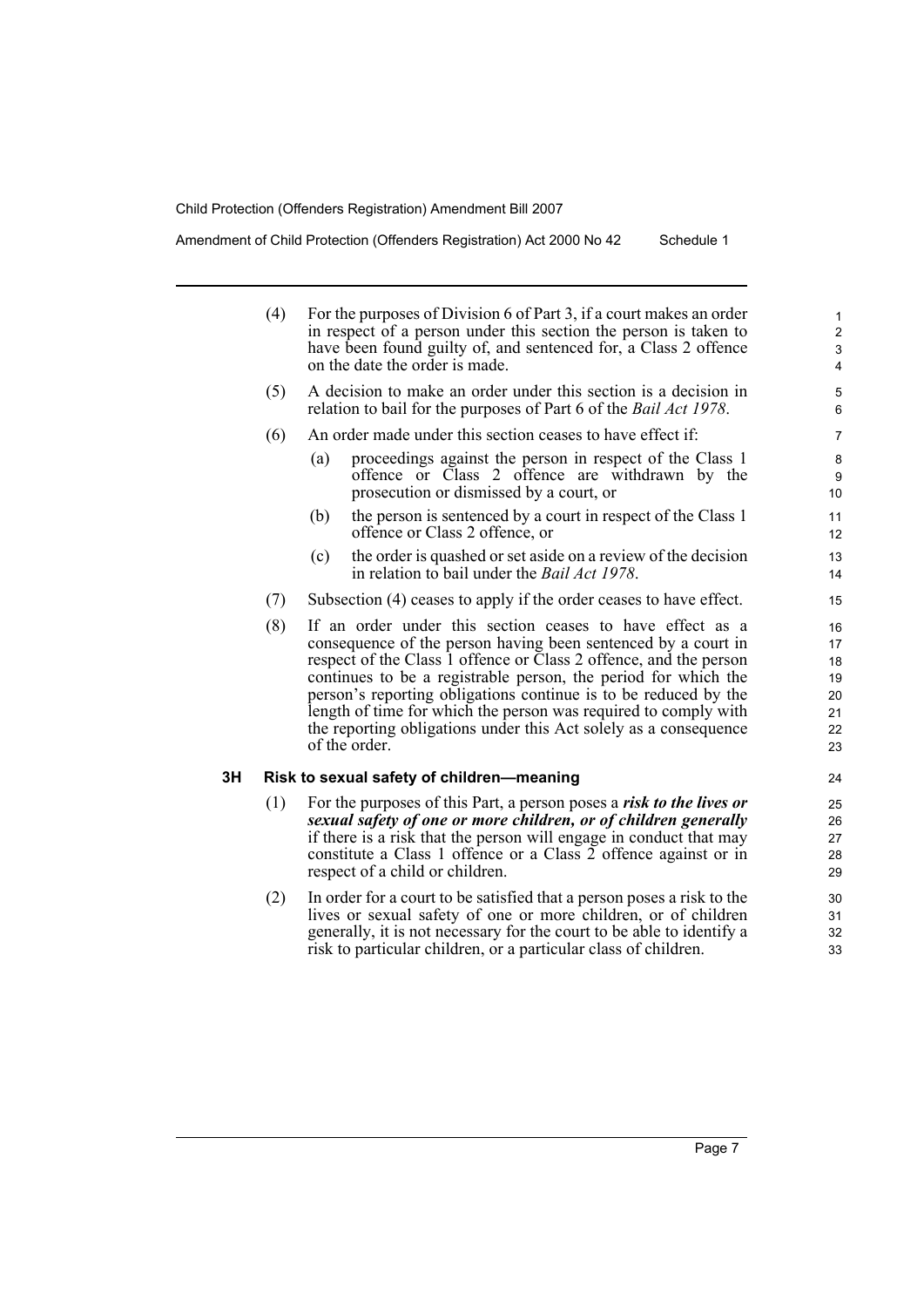(4) For the purposes of Division 6 of Part 3, if a court makes an order in respect of a person under this section the person is taken to have been found guilty of, and sentenced for, a Class 2 offence on the date the order is made.

(5) A decision to make an order under this section is a decision in relation to bail for the purposes of Part 6 of the *Bail Act 1978*.

(6) An order made under this section ceases to have effect if:

- (a) proceedings against the person in respect of the Class 1 offence or Class 2 offence are withdrawn by the prosecution or dismissed by a court, or
- (b) the person is sentenced by a court in respect of the Class 1 offence or Class 2 offence, or
- (c) the order is quashed or set aside on a review of the decision in relation to bail under the *Bail Act 1978*.

(7) Subsection (4) ceases to apply if the order ceases to have effect.

(8) If an order under this section ceases to have effect as a consequence of the person having been sentenced by a court in respect of the Class 1 offence or Class 2 offence, and the person continues to be a registrable person, the period for which the person's reporting obligations continue is to be reduced by the length of time for which the person was required to comply with the reporting obligations under this Act solely as a consequence of the order.

### 3H Risk to sexual safety of children—meaning

(1) For the purposes of this Part, a person poses a ***risk to the lives or sexual safety of one or more children, or of children generally*** if there is a risk that the person will engage in conduct that may constitute a Class 1 offence or a Class 2 offence against or in respect of a child or children.

(2) In order for a court to be satisfied that a person poses a risk to the lives or sexual safety of one or more children, or of children generally, it is not necessary for the court to be able to identify a risk to particular children, or a particular class of children.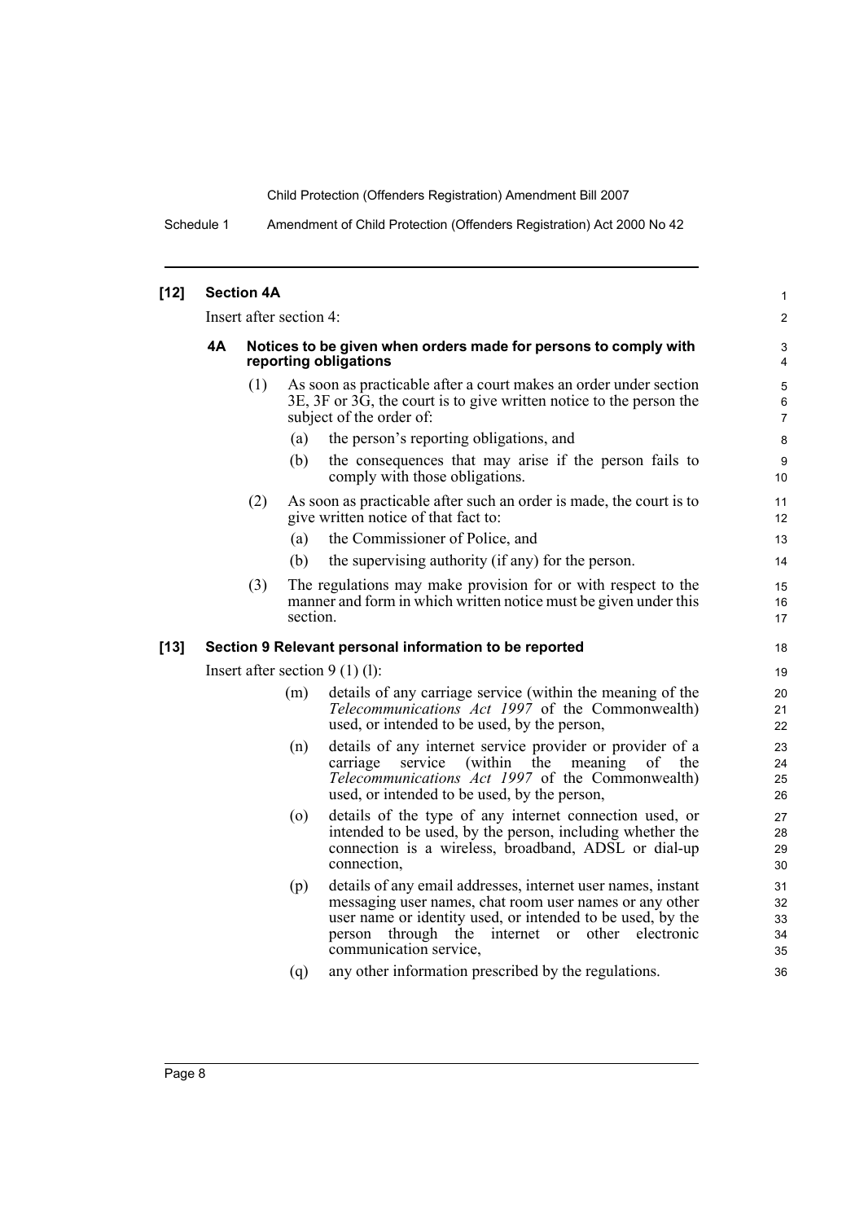**[12] Section 4A**

Insert after section 4:

**4A Notices to be given when orders made for persons to comply with reporting obligations**

(1) As soon as practicable after a court makes an order under section 3E, 3F or 3G, the court is to give written notice to the person the subject of the order of:

(a) the person's reporting obligations, and

(b) the consequences that may arise if the person fails to comply with those obligations.

(2) As soon as practicable after such an order is made, the court is to give written notice of that fact to:

(a) the Commissioner of Police, and

(b) the supervising authority (if any) for the person.

(3) The regulations may make provision for or with respect to the manner and form in which written notice must be given under this section.

**[13] Section 9 Relevant personal information to be reported**

Insert after section 9 (1) (l):

(m) details of any carriage service (within the meaning of the *Telecommunications Act 1997* of the Commonwealth) used, or intended to be used, by the person,

(n) details of any internet service provider or provider of a carriage service (within the meaning of the *Telecommunications Act 1997* of the Commonwealth) used, or intended to be used, by the person,

(o) details of the type of any internet connection used, or intended to be used, by the person, including whether the connection is a wireless, broadband, ADSL or dial-up connection,

(p) details of any email addresses, internet user names, instant messaging user names, chat room user names or any other user name or identity used, or intended to be used, by the person through the internet or other electronic communication service,

(q) any other information prescribed by the regulations.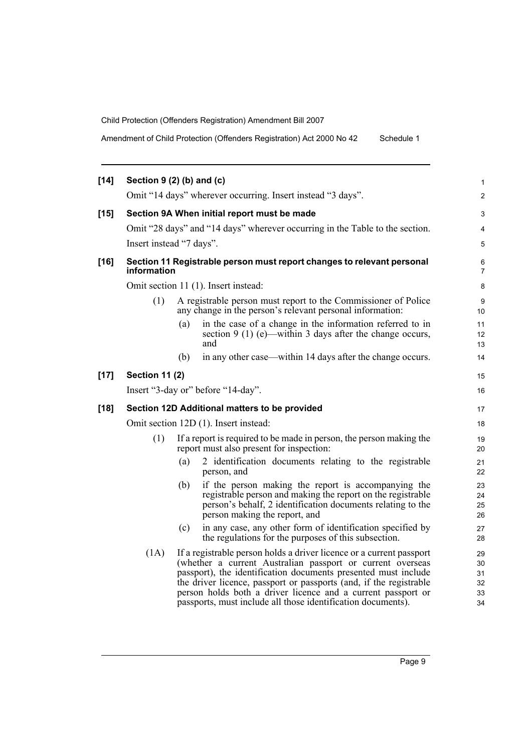**[14] Section 9 (2) (b) and (c)**

Omit "14 days" wherever occurring. Insert instead "3 days".

**[15] Section 9A When initial report must be made**

Omit "28 days" and "14 days" wherever occurring in the Table to the section.

Insert instead "7 days".

**[16] Section 11 Registrable person must report changes to relevant personal information**

Omit section 11 (1). Insert instead:

(1) A registrable person must report to the Commissioner of Police any change in the person's relevant personal information:

- (a) in the case of a change in the information referred to in section 9 (1) (e)—within 3 days after the change occurs, and
- (b) in any other case—within 14 days after the change occurs.

**[17] Section 11 (2)**

Insert "3-day or" before "14-day".

**[18] Section 12D Additional matters to be provided**

Omit section 12D (1). Insert instead:

(1) If a report is required to be made in person, the person making the report must also present for inspection:

- (a) 2 identification documents relating to the registrable person, and
- (b) if the person making the report is accompanying the registrable person and making the report on the registrable person's behalf, 2 identification documents relating to the person making the report, and
- (c) in any case, any other form of identification specified by the regulations for the purposes of this subsection.

(1A) If a registrable person holds a driver licence or a current passport (whether a current Australian passport or current overseas passport), the identification documents presented must include the driver licence, passport or passports (and, if the registrable person holds both a driver licence and a current passport or passports, must include all those identification documents).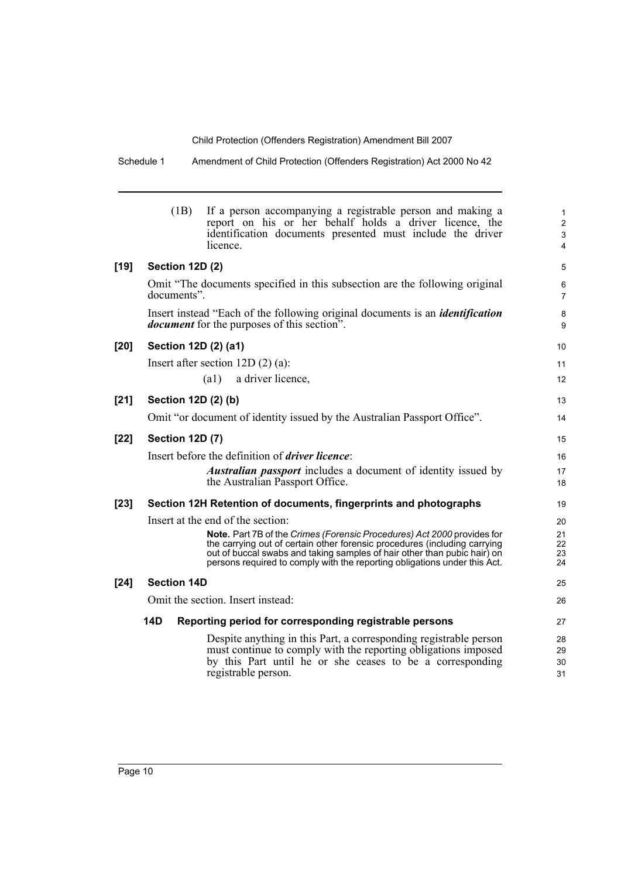(1B) If a person accompanying a registrable person and making a report on his or her behalf holds a driver licence, the identification documents presented must include the driver licence.

**[19] Section 12D (2)**

Omit "The documents specified in this subsection are the following original documents".

Insert instead "Each of the following original documents is an ***identification document*** for the purposes of this section".

**[20] Section 12D (2) (a1)**

Insert after section 12D (2) (a):

(a1) a driver licence,

**[21] Section 12D (2) (b)**

Omit "or document of identity issued by the Australian Passport Office".

**[22] Section 12D (7)**

Insert before the definition of ***driver licence***:

***Australian passport*** includes a document of identity issued by the Australian Passport Office.

**[23] Section 12H Retention of documents, fingerprints and photographs**

Insert at the end of the section:

**Note.** Part 7B of the *Crimes (Forensic Procedures) Act 2000* provides for the carrying out of certain other forensic procedures (including carrying out of buccal swabs and taking samples of hair other than pubic hair) on persons required to comply with the reporting obligations under this Act.

**[24] Section 14D**

Omit the section. Insert instead:

**14D Reporting period for corresponding registrable persons**

Despite anything in this Part, a corresponding registrable person must continue to comply with the reporting obligations imposed by this Part until he or she ceases to be a corresponding registrable person.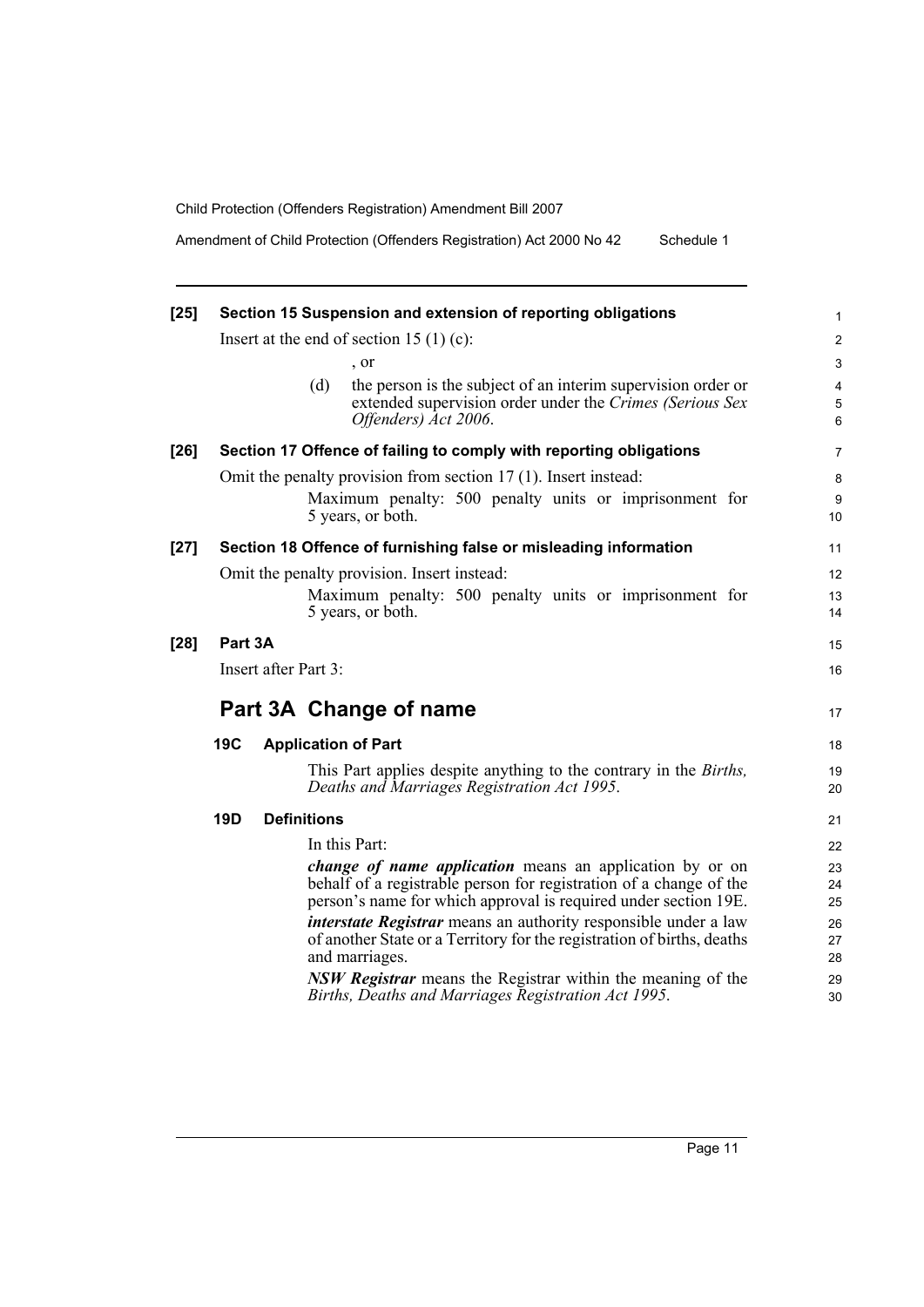**[25] Section 15 Suspension and extension of reporting obligations**

Insert at the end of section 15 (1) (c):

, or

(d) the person is the subject of an interim supervision order or extended supervision order under the *Crimes (Serious Sex Offenders) Act 2006*.

**[26] Section 17 Offence of failing to comply with reporting obligations**

Omit the penalty provision from section 17 (1). Insert instead:

Maximum penalty: 500 penalty units or imprisonment for 5 years, or both.

**[27] Section 18 Offence of furnishing false or misleading information**

Omit the penalty provision. Insert instead:

Maximum penalty: 500 penalty units or imprisonment for 5 years, or both.

**[28] Part 3A**

Insert after Part 3:

## Part 3A Change of name

### 19C Application of Part

This Part applies despite anything to the contrary in the *Births, Deaths and Marriages Registration Act 1995*.

### 19D Definitions

In this Part:

***change of name application*** means an application by or on behalf of a registrable person for registration of a change of the person's name for which approval is required under section 19E.

***interstate Registrar*** means an authority responsible under a law of another State or a Territory for the registration of births, deaths and marriages.

***NSW Registrar*** means the Registrar within the meaning of the *Births, Deaths and Marriages Registration Act 1995*.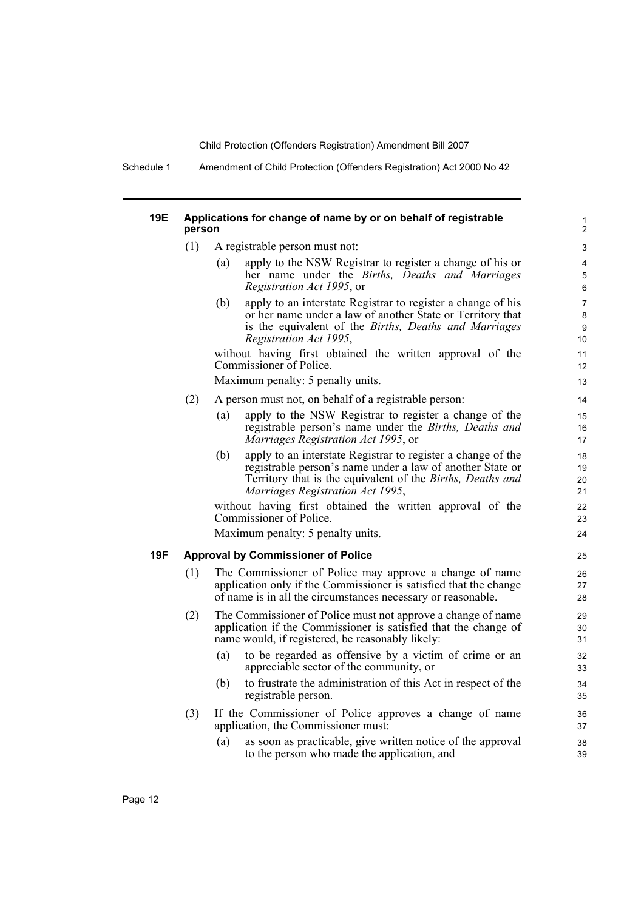### 19E Applications for change of name by or on behalf of registrable person

(1) A registrable person must not:

(a) apply to the NSW Registrar to register a change of his or her name under the *Births, Deaths and Marriages Registration Act 1995*, or

(b) apply to an interstate Registrar to register a change of his or her name under a law of another State or Territory that is the equivalent of the *Births, Deaths and Marriages Registration Act 1995*,

without having first obtained the written approval of the Commissioner of Police.

Maximum penalty: 5 penalty units.

(2) A person must not, on behalf of a registrable person:

(a) apply to the NSW Registrar to register a change of the registrable person's name under the *Births, Deaths and Marriages Registration Act 1995*, or

(b) apply to an interstate Registrar to register a change of the registrable person's name under a law of another State or Territory that is the equivalent of the *Births, Deaths and Marriages Registration Act 1995*,

without having first obtained the written approval of the Commissioner of Police.

Maximum penalty: 5 penalty units.

### 19F Approval by Commissioner of Police

(1) The Commissioner of Police may approve a change of name application only if the Commissioner is satisfied that the change of name is in all the circumstances necessary or reasonable.

(2) The Commissioner of Police must not approve a change of name application if the Commissioner is satisfied that the change of name would, if registered, be reasonably likely:

(a) to be regarded as offensive by a victim of crime or an appreciable sector of the community, or

(b) to frustrate the administration of this Act in respect of the registrable person.

(3) If the Commissioner of Police approves a change of name application, the Commissioner must:

(a) as soon as practicable, give written notice of the approval to the person who made the application, and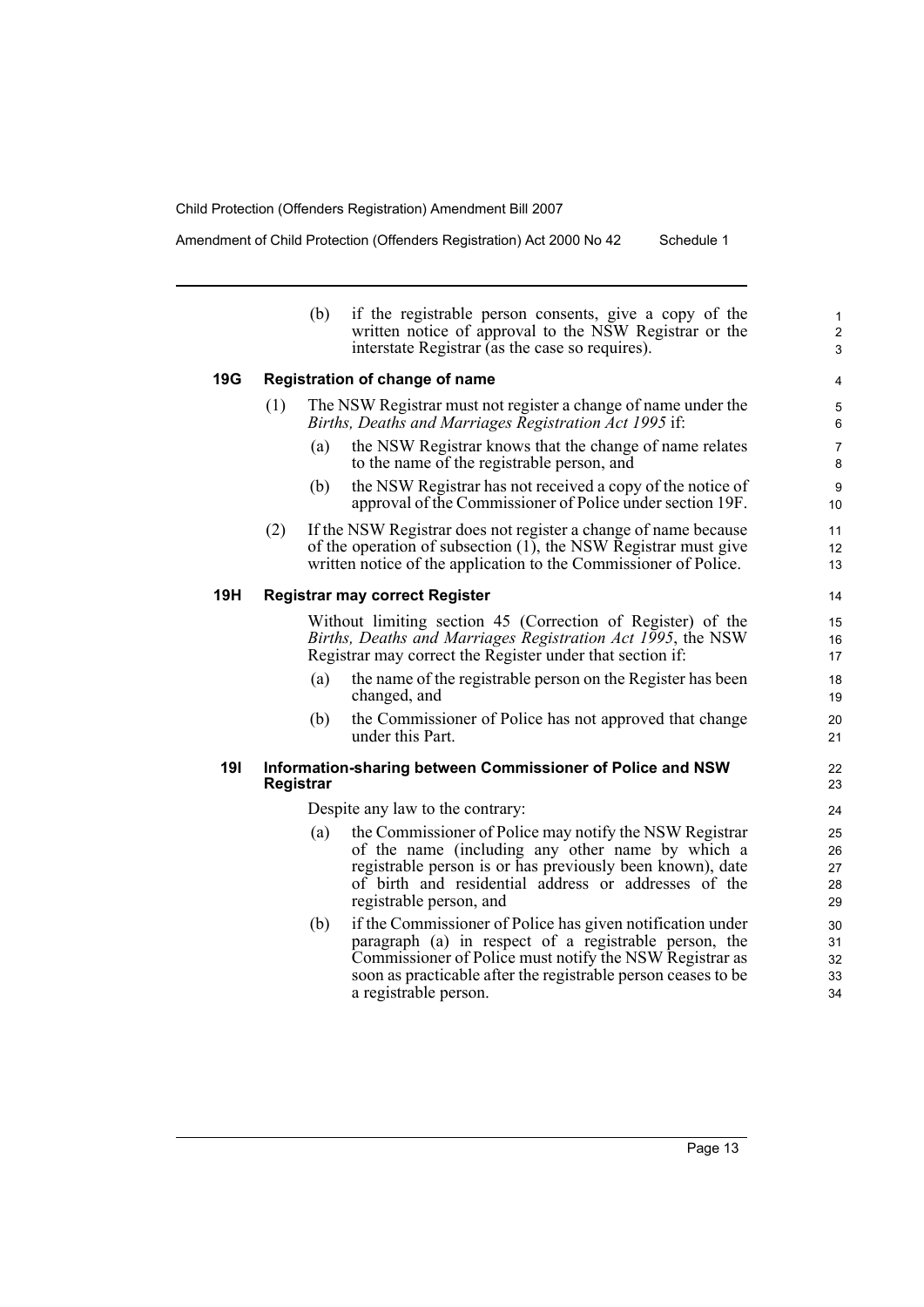(b) if the registrable person consents, give a copy of the written notice of approval to the NSW Registrar or the interstate Registrar (as the case so requires).

### 19G Registration of change of name

(1) The NSW Registrar must not register a change of name under the *Births, Deaths and Marriages Registration Act 1995* if:

(a) the NSW Registrar knows that the change of name relates to the name of the registrable person, and

(b) the NSW Registrar has not received a copy of the notice of approval of the Commissioner of Police under section 19F.

(2) If the NSW Registrar does not register a change of name because of the operation of subsection (1), the NSW Registrar must give written notice of the application to the Commissioner of Police.

### 19H Registrar may correct Register

Without limiting section 45 (Correction of Register) of the *Births, Deaths and Marriages Registration Act 1995*, the NSW Registrar may correct the Register under that section if:

(a) the name of the registrable person on the Register has been changed, and

(b) the Commissioner of Police has not approved that change under this Part.

### 19I Information-sharing between Commissioner of Police and NSW Registrar

Despite any law to the contrary:

(a) the Commissioner of Police may notify the NSW Registrar of the name (including any other name by which a registrable person is or has previously been known), date of birth and residential address or addresses of the registrable person, and

(b) if the Commissioner of Police has given notification under paragraph (a) in respect of a registrable person, the Commissioner of Police must notify the NSW Registrar as soon as practicable after the registrable person ceases to be a registrable person.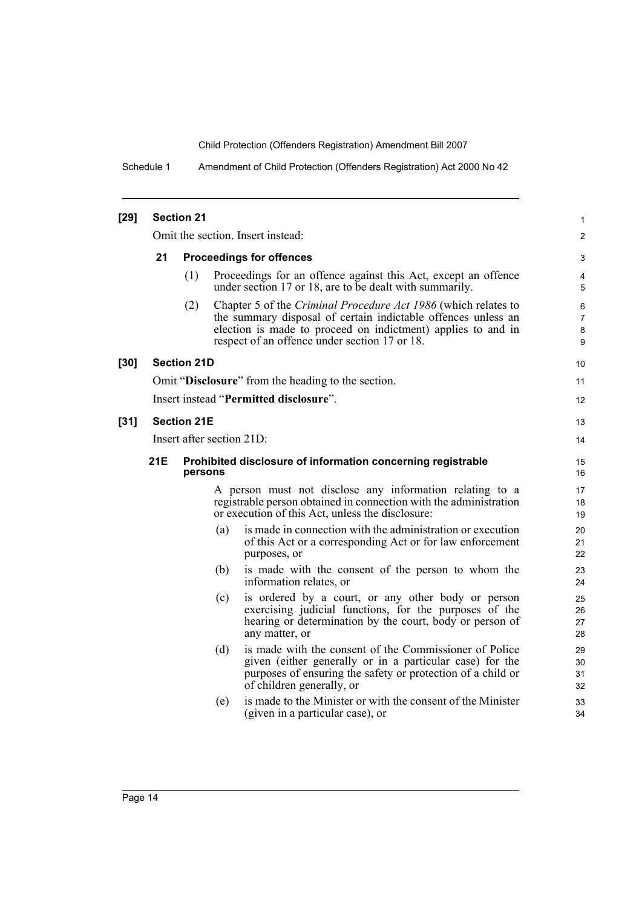**[29] Section 21**

Omit the section. Insert instead:

**21 Proceedings for offences**

(1) Proceedings for an offence against this Act, except an offence under section 17 or 18, are to be dealt with summarily.

(2) Chapter 5 of the *Criminal Procedure Act 1986* (which relates to the summary disposal of certain indictable offences unless an election is made to proceed on indictment) applies to and in respect of an offence under section 17 or 18.

**[30] Section 21D**

Omit "**Disclosure**" from the heading to the section.

Insert instead "**Permitted disclosure**".

**[31] Section 21E**

Insert after section 21D:

**21E Prohibited disclosure of information concerning registrable persons**

A person must not disclose any information relating to a registrable person obtained in connection with the administration or execution of this Act, unless the disclosure:

(a) is made in connection with the administration or execution of this Act or a corresponding Act or for law enforcement purposes, or

(b) is made with the consent of the person to whom the information relates, or

(c) is ordered by a court, or any other body or person exercising judicial functions, for the purposes of the hearing or determination by the court, body or person of any matter, or

(d) is made with the consent of the Commissioner of Police given (either generally or in a particular case) for the purposes of ensuring the safety or protection of a child or of children generally, or

(e) is made to the Minister or with the consent of the Minister (given in a particular case), or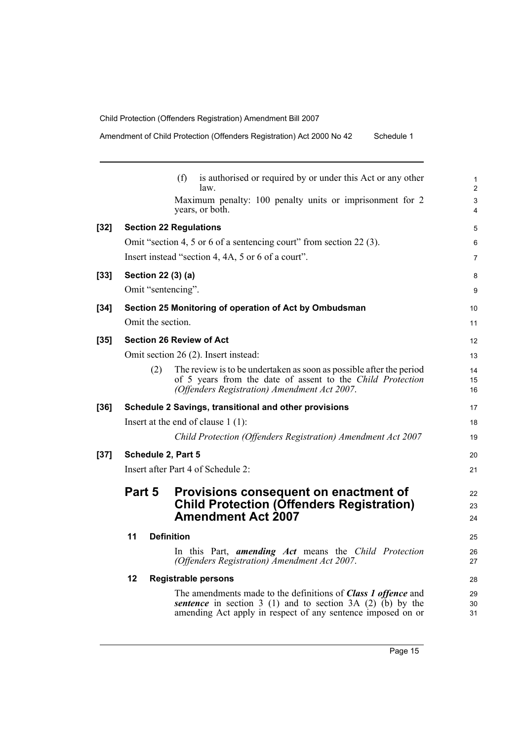(f) is authorised or required by or under this Act or any other law.

Maximum penalty: 100 penalty units or imprisonment for 2 years, or both.

**[32] Section 22 Regulations**

Omit "section 4, 5 or 6 of a sentencing court" from section 22 (3).

Insert instead "section 4, 4A, 5 or 6 of a court".

**[33] Section 22 (3) (a)**

Omit "sentencing".

**[34] Section 25 Monitoring of operation of Act by Ombudsman**

Omit the section.

**[35] Section 26 Review of Act**

Omit section 26 (2). Insert instead:

(2) The review is to be undertaken as soon as possible after the period of 5 years from the date of assent to the *Child Protection (Offenders Registration) Amendment Act 2007*.

**[36] Schedule 2 Savings, transitional and other provisions**

Insert at the end of clause 1 (1):

*Child Protection (Offenders Registration) Amendment Act 2007*

**[37] Schedule 2, Part 5**

Insert after Part 4 of Schedule 2:

## Part 5 Provisions consequent on enactment of Child Protection (Offenders Registration) Amendment Act 2007

### 11 Definition

In this Part, ***amending Act*** means the *Child Protection (Offenders Registration) Amendment Act 2007*.

### 12 Registrable persons

The amendments made to the definitions of ***Class 1 offence*** and ***sentence*** in section 3 (1) and to section 3A (2) (b) by the amending Act apply in respect of any sentence imposed on or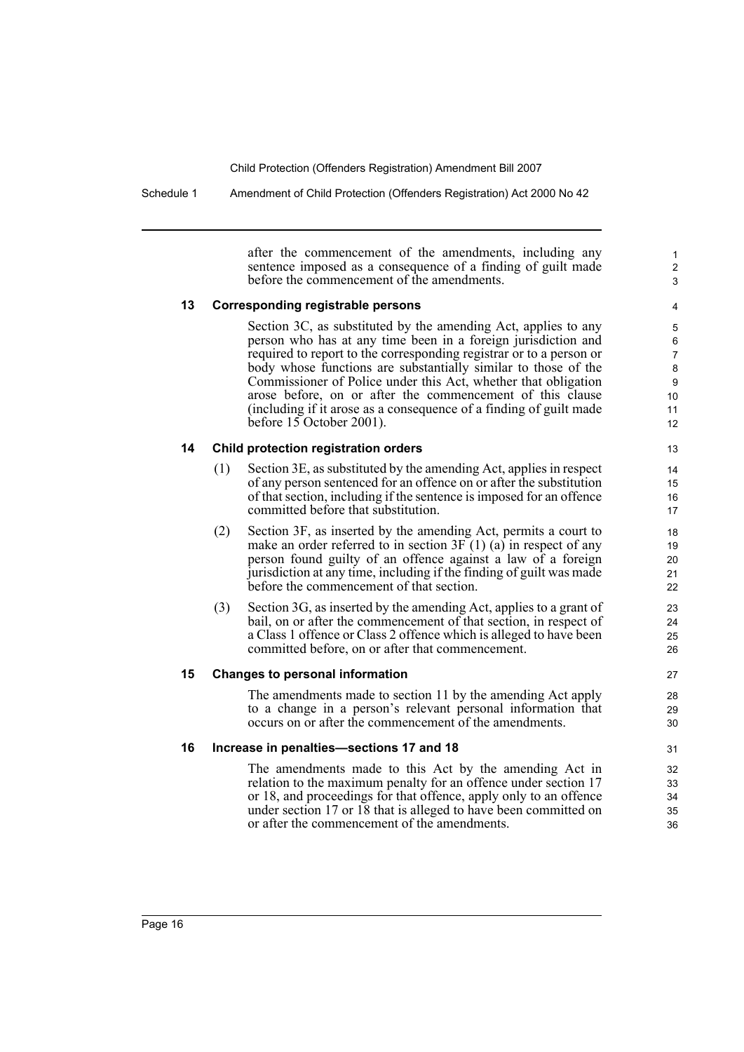after the commencement of the amendments, including any sentence imposed as a consequence of a finding of guilt made before the commencement of the amendments.

### 13 Corresponding registrable persons

Section 3C, as substituted by the amending Act, applies to any person who has at any time been in a foreign jurisdiction and required to report to the corresponding registrar or to a person or body whose functions are substantially similar to those of the Commissioner of Police under this Act, whether that obligation arose before, on or after the commencement of this clause (including if it arose as a consequence of a finding of guilt made before 15 October 2001).

### 14 Child protection registration orders

(1) Section 3E, as substituted by the amending Act, applies in respect of any person sentenced for an offence on or after the substitution of that section, including if the sentence is imposed for an offence committed before that substitution.

(2) Section 3F, as inserted by the amending Act, permits a court to make an order referred to in section 3F (1) (a) in respect of any person found guilty of an offence against a law of a foreign jurisdiction at any time, including if the finding of guilt was made before the commencement of that section.

(3) Section 3G, as inserted by the amending Act, applies to a grant of bail, on or after the commencement of that section, in respect of a Class 1 offence or Class 2 offence which is alleged to have been committed before, on or after that commencement.

### 15 Changes to personal information

The amendments made to section 11 by the amending Act apply to a change in a person's relevant personal information that occurs on or after the commencement of the amendments.

### 16 Increase in penalties—sections 17 and 18

The amendments made to this Act by the amending Act in relation to the maximum penalty for an offence under section 17 or 18, and proceedings for that offence, apply only to an offence under section 17 or 18 that is alleged to have been committed on or after the commencement of the amendments.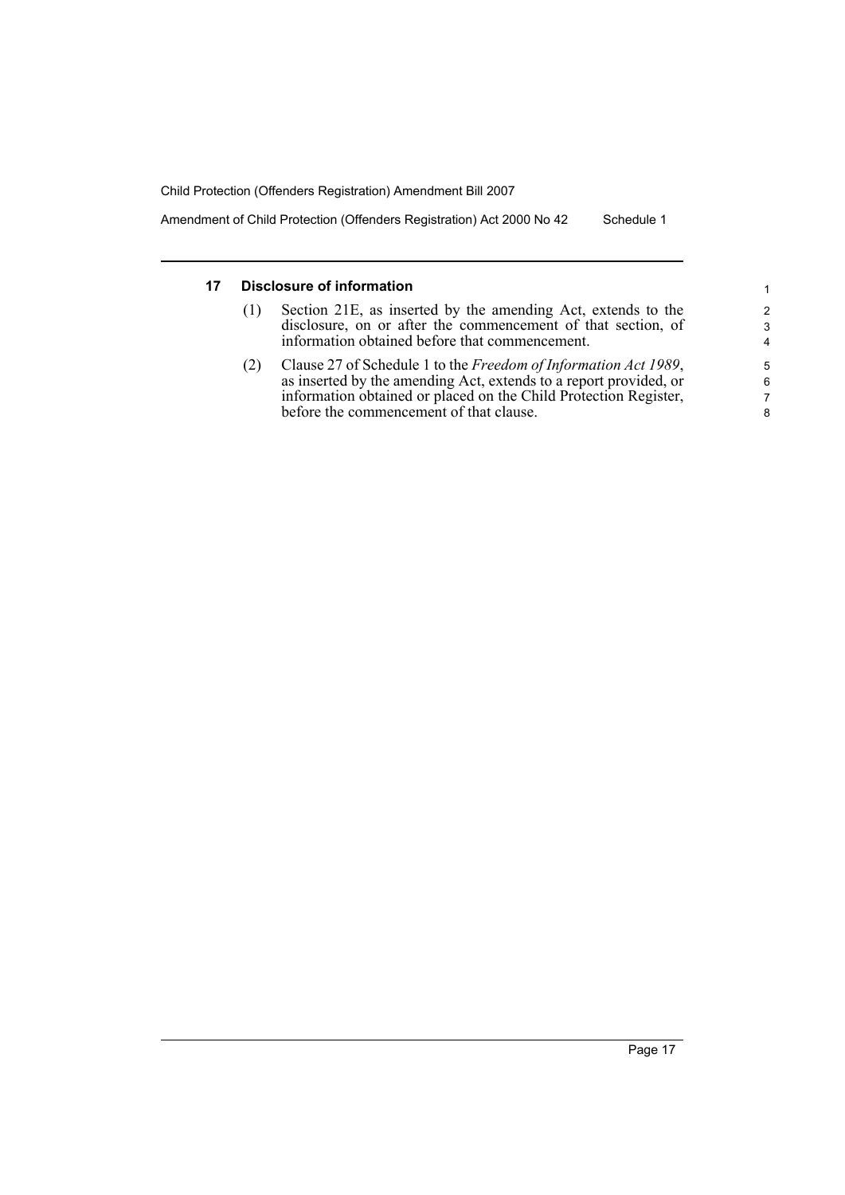## 17 Disclosure of information

(1) Section 21E, as inserted by the amending Act, extends to the disclosure, on or after the commencement of that section, of information obtained before that commencement.

(2) Clause 27 of Schedule 1 to the *Freedom of Information Act 1989*, as inserted by the amending Act, extends to a report provided, or information obtained or placed on the Child Protection Register, before the commencement of that clause.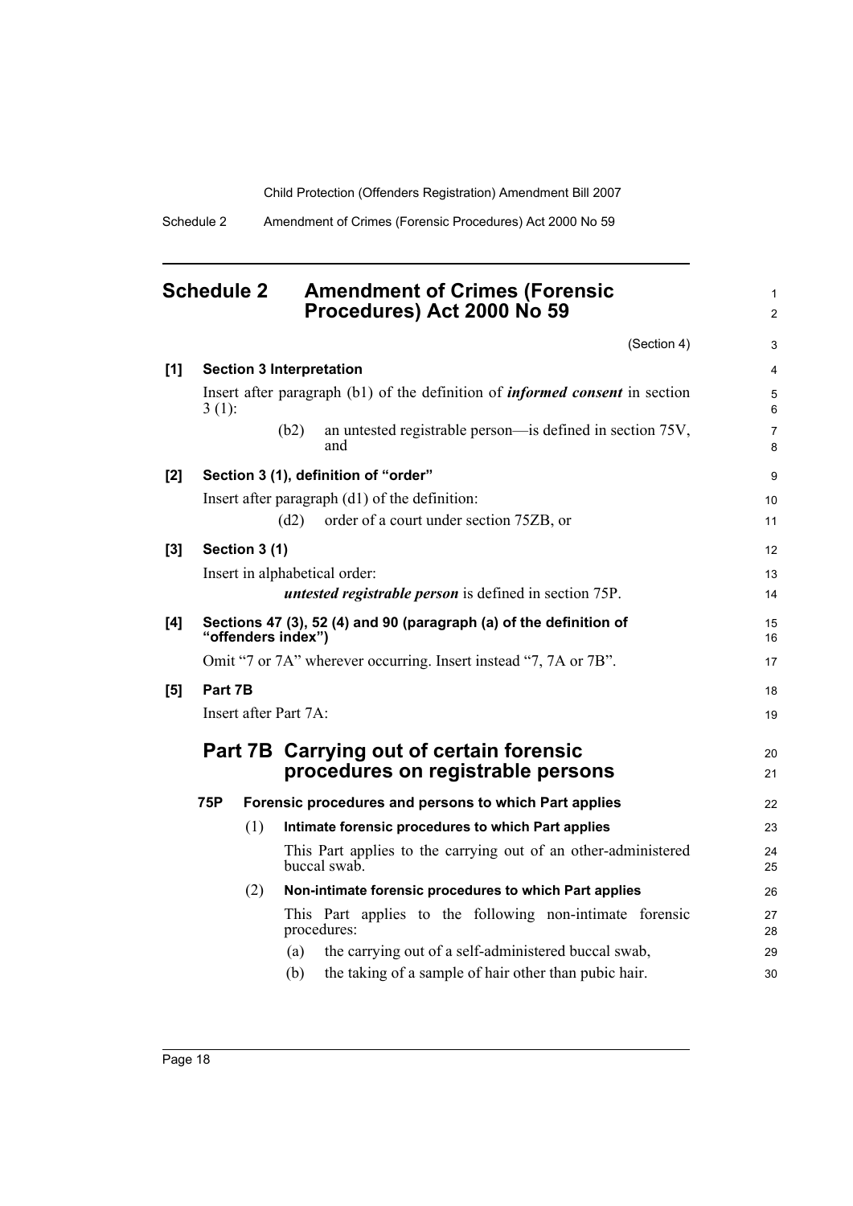## Schedule 2 Amendment of Crimes (Forensic Procedures) Act 2000 No 59

(Section 4)

**[1] Section 3 Interpretation**

Insert after paragraph (b1) of the definition of ***informed consent*** in section 3 (1):

(b2) an untested registrable person—is defined in section 75V, and

**[2] Section 3 (1), definition of "order"**

Insert after paragraph (d1) of the definition:

(d2) order of a court under section 75ZB, or

**[3] Section 3 (1)**

Insert in alphabetical order:

***untested registrable person*** is defined in section 75P.

**[4] Sections 47 (3), 52 (4) and 90 (paragraph (a) of the definition of "offenders index")**

Omit "7 or 7A" wherever occurring. Insert instead "7, 7A or 7B".

**[5] Part 7B**

Insert after Part 7A:

## Part 7B Carrying out of certain forensic procedures on registrable persons

**75P Forensic procedures and persons to which Part applies**

(1) **Intimate forensic procedures to which Part applies**

This Part applies to the carrying out of an other-administered buccal swab.

(2) **Non-intimate forensic procedures to which Part applies**

This Part applies to the following non-intimate forensic procedures:

(a) the carrying out of a self-administered buccal swab,

(b) the taking of a sample of hair other than pubic hair.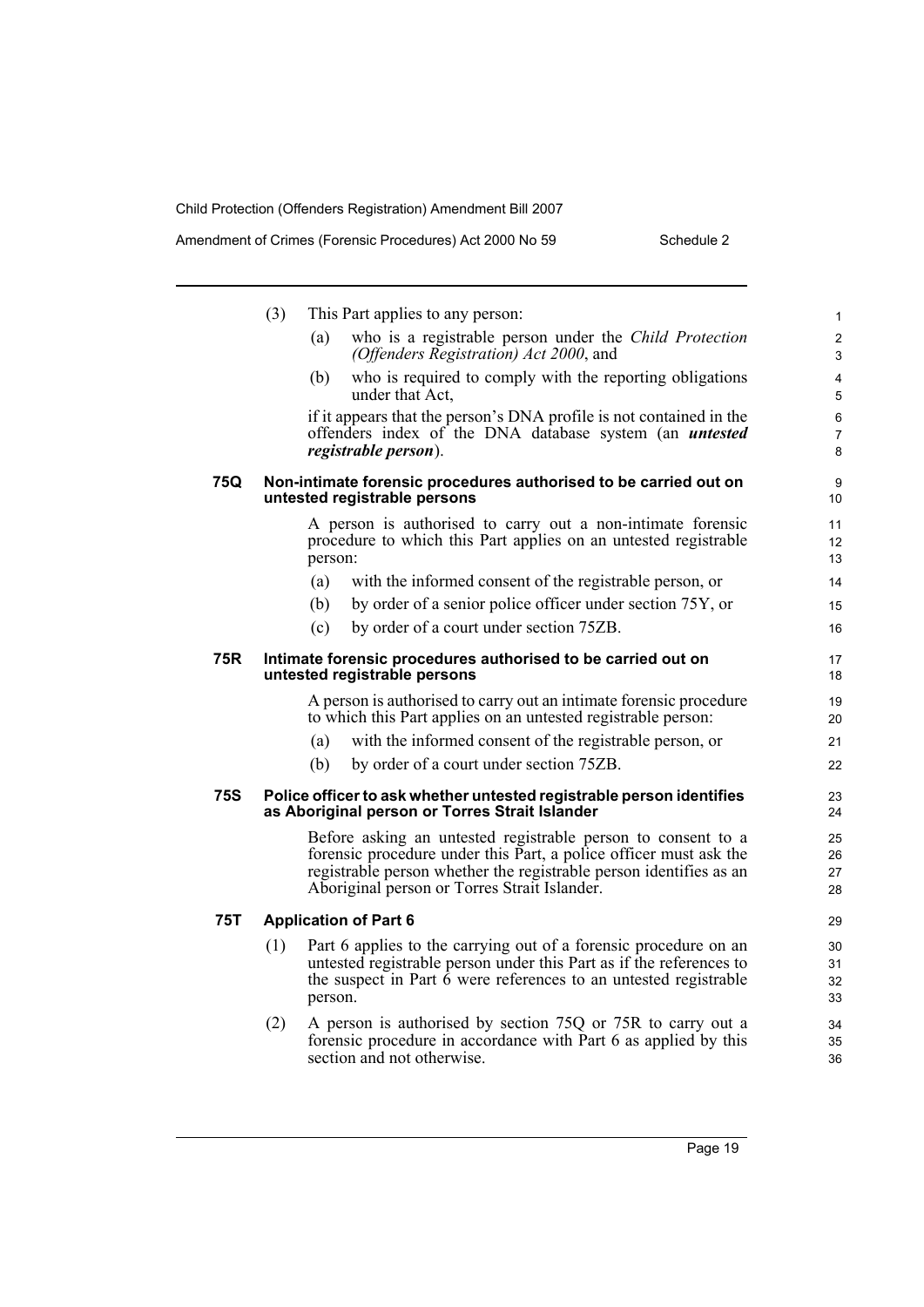(3) This Part applies to any person:

(a) who is a registrable person under the *Child Protection (Offenders Registration) Act 2000*, and

(b) who is required to comply with the reporting obligations under that Act,

if it appears that the person's DNA profile is not contained in the offenders index of the DNA database system (an ***untested registrable person***).

**75Q Non-intimate forensic procedures authorised to be carried out on untested registrable persons**

A person is authorised to carry out a non-intimate forensic procedure to which this Part applies on an untested registrable person:

(a) with the informed consent of the registrable person, or

(b) by order of a senior police officer under section 75Y, or

(c) by order of a court under section 75ZB.

**75R Intimate forensic procedures authorised to be carried out on untested registrable persons**

A person is authorised to carry out an intimate forensic procedure to which this Part applies on an untested registrable person:

(a) with the informed consent of the registrable person, or

(b) by order of a court under section 75ZB.

**75S Police officer to ask whether untested registrable person identifies as Aboriginal person or Torres Strait Islander**

Before asking an untested registrable person to consent to a forensic procedure under this Part, a police officer must ask the registrable person whether the registrable person identifies as an Aboriginal person or Torres Strait Islander.

**75T Application of Part 6**

(1) Part 6 applies to the carrying out of a forensic procedure on an untested registrable person under this Part as if the references to the suspect in Part 6 were references to an untested registrable person.

(2) A person is authorised by section 75Q or 75R to carry out a forensic procedure in accordance with Part 6 as applied by this section and not otherwise.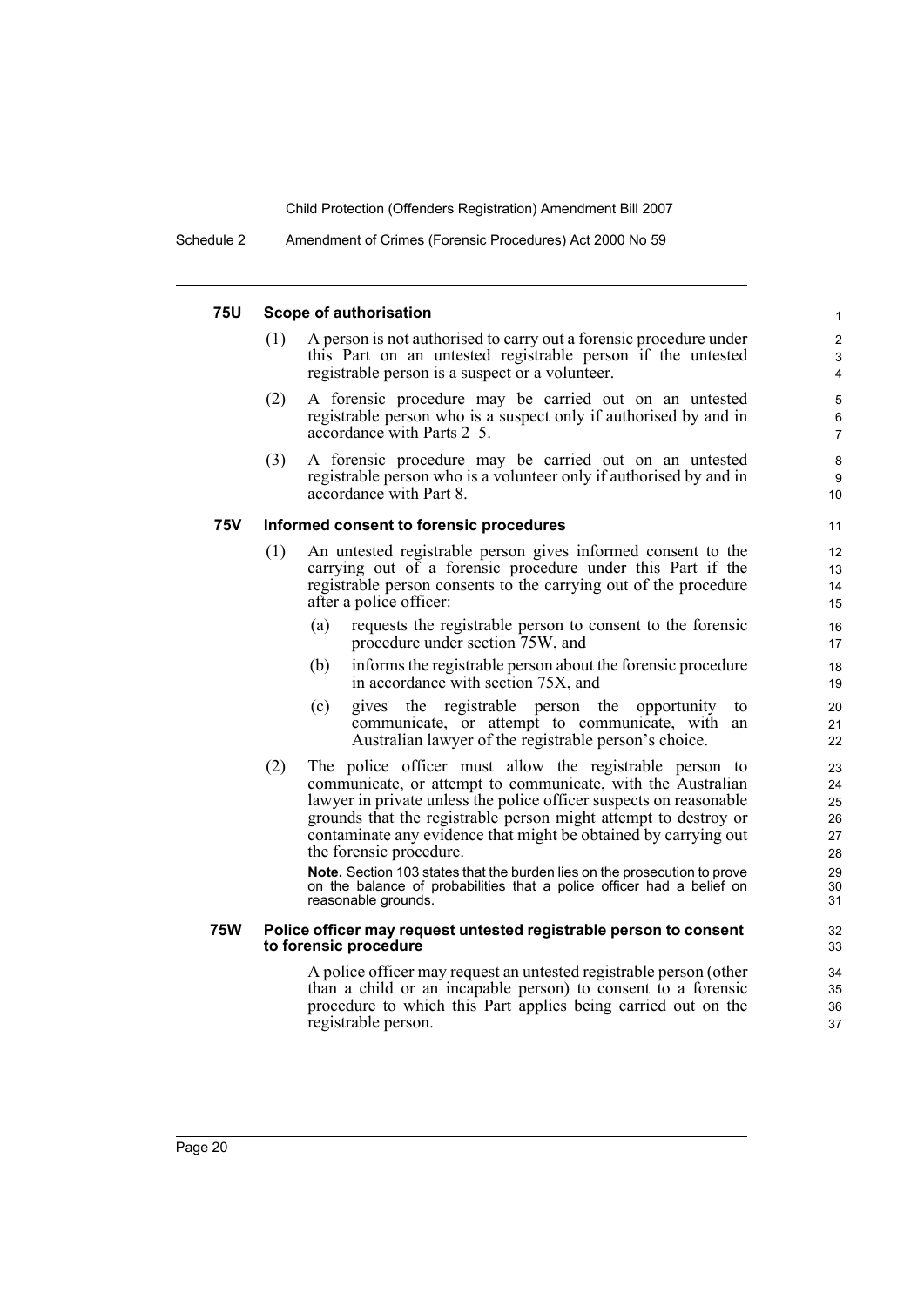#### 75U Scope of authorisation

(1) A person is not authorised to carry out a forensic procedure under this Part on an untested registrable person if the untested registrable person is a suspect or a volunteer.

(2) A forensic procedure may be carried out on an untested registrable person who is a suspect only if authorised by and in accordance with Parts 2–5.

(3) A forensic procedure may be carried out on an untested registrable person who is a volunteer only if authorised by and in accordance with Part 8.

#### 75V Informed consent to forensic procedures

(1) An untested registrable person gives informed consent to the carrying out of a forensic procedure under this Part if the registrable person consents to the carrying out of the procedure after a police officer:

- (a) requests the registrable person to consent to the forensic procedure under section 75W, and
- (b) informs the registrable person about the forensic procedure in accordance with section 75X, and
- (c) gives the registrable person the opportunity to communicate, or attempt to communicate, with an Australian lawyer of the registrable person's choice.

(2) The police officer must allow the registrable person to communicate, or attempt to communicate, with the Australian lawyer in private unless the police officer suspects on reasonable grounds that the registrable person might attempt to destroy or contaminate any evidence that might be obtained by carrying out the forensic procedure.

**Note.** Section 103 states that the burden lies on the prosecution to prove on the balance of probabilities that a police officer had a belief on reasonable grounds.

#### 75W Police officer may request untested registrable person to consent to forensic procedure

A police officer may request an untested registrable person (other than a child or an incapable person) to consent to a forensic procedure to which this Part applies being carried out on the registrable person.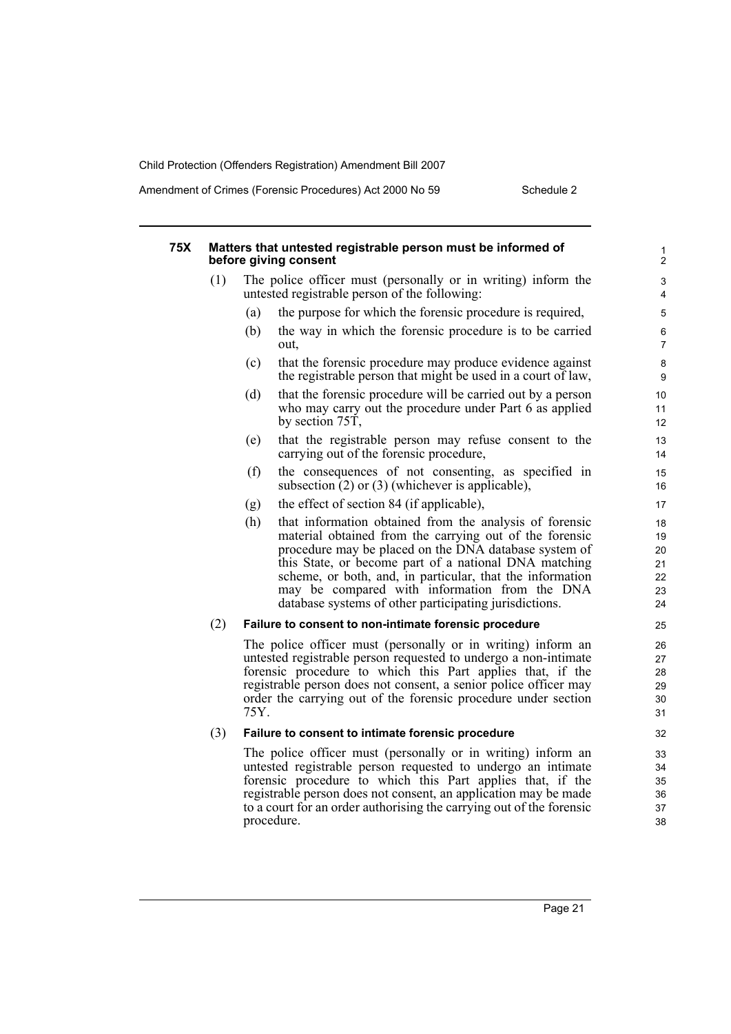#### 75X Matters that untested registrable person must be informed of before giving consent

(1) The police officer must (personally or in writing) inform the untested registrable person of the following:

- (a) the purpose for which the forensic procedure is required,
- (b) the way in which the forensic procedure is to be carried out,
- (c) that the forensic procedure may produce evidence against the registrable person that might be used in a court of law,
- (d) that the forensic procedure will be carried out by a person who may carry out the procedure under Part 6 as applied by section 75T,
- (e) that the registrable person may refuse consent to the carrying out of the forensic procedure,
- (f) the consequences of not consenting, as specified in subsection (2) or (3) (whichever is applicable),
- (g) the effect of section 84 (if applicable),
- (h) that information obtained from the analysis of forensic material obtained from the carrying out of the forensic procedure may be placed on the DNA database system of this State, or become part of a national DNA matching scheme, or both, and, in particular, that the information may be compared with information from the DNA database systems of other participating jurisdictions.

(2) **Failure to consent to non-intimate forensic procedure**

The police officer must (personally or in writing) inform an untested registrable person requested to undergo a non-intimate forensic procedure to which this Part applies that, if the registrable person does not consent, a senior police officer may order the carrying out of the forensic procedure under section 75Y.

(3) **Failure to consent to intimate forensic procedure**

The police officer must (personally or in writing) inform an untested registrable person requested to undergo an intimate forensic procedure to which this Part applies that, if the registrable person does not consent, an application may be made to a court for an order authorising the carrying out of the forensic procedure.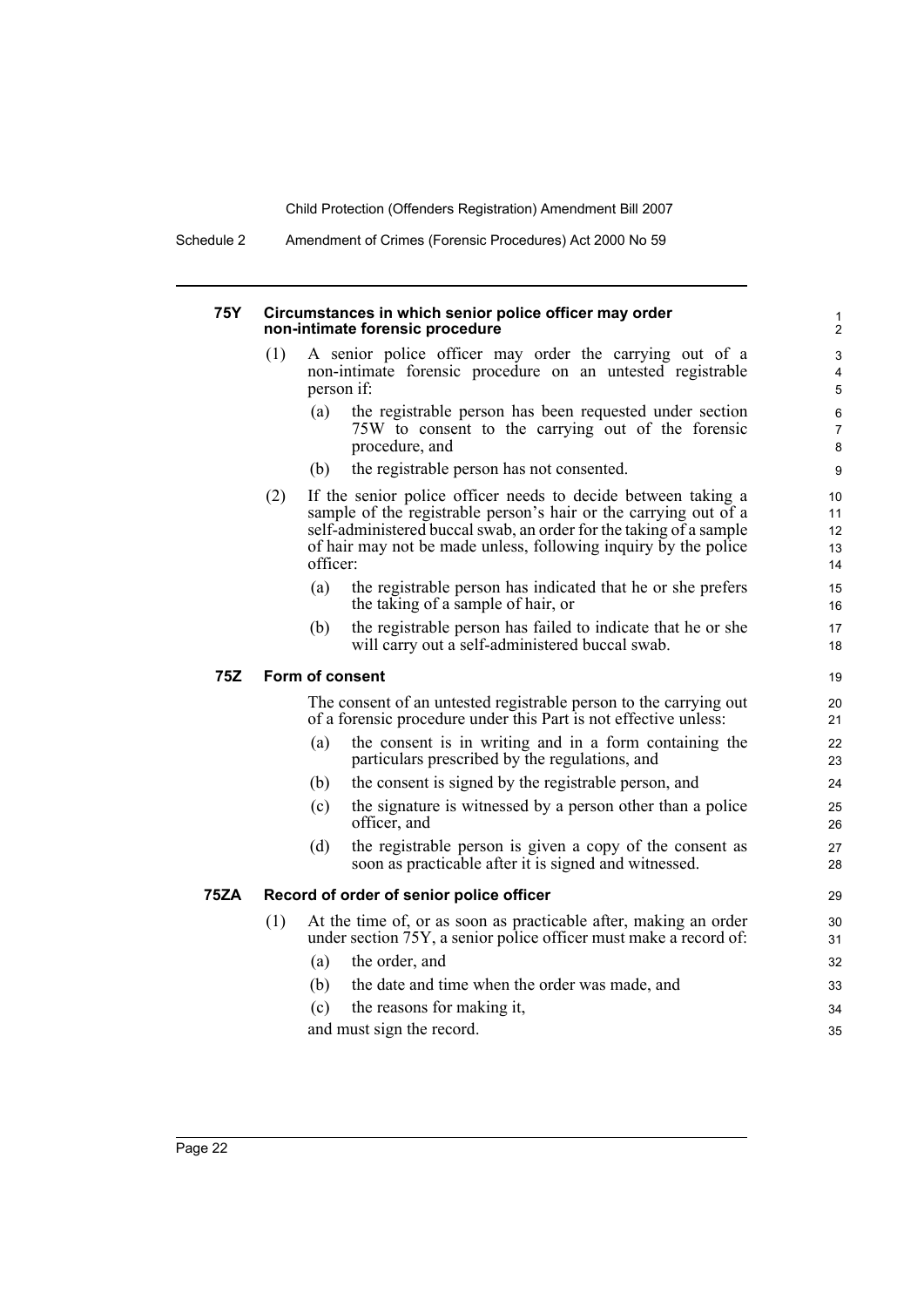#### 75Y Circumstances in which senior police officer may order non-intimate forensic procedure

(1) A senior police officer may order the carrying out of a non-intimate forensic procedure on an untested registrable person if:

- (a) the registrable person has been requested under section 75W to consent to the carrying out of the forensic procedure, and
- (b) the registrable person has not consented.

(2) If the senior police officer needs to decide between taking a sample of the registrable person's hair or the carrying out of a self-administered buccal swab, an order for the taking of a sample of hair may not be made unless, following inquiry by the police officer:

- (a) the registrable person has indicated that he or she prefers the taking of a sample of hair, or
- (b) the registrable person has failed to indicate that he or she will carry out a self-administered buccal swab.

#### 75Z Form of consent

The consent of an untested registrable person to the carrying out of a forensic procedure under this Part is not effective unless:

- (a) the consent is in writing and in a form containing the particulars prescribed by the regulations, and
- (b) the consent is signed by the registrable person, and
- (c) the signature is witnessed by a person other than a police officer, and
- (d) the registrable person is given a copy of the consent as soon as practicable after it is signed and witnessed.

#### 75ZA Record of order of senior police officer

(1) At the time of, or as soon as practicable after, making an order under section 75Y, a senior police officer must make a record of:

- (a) the order, and
- (b) the date and time when the order was made, and
- (c) the reasons for making it,

and must sign the record.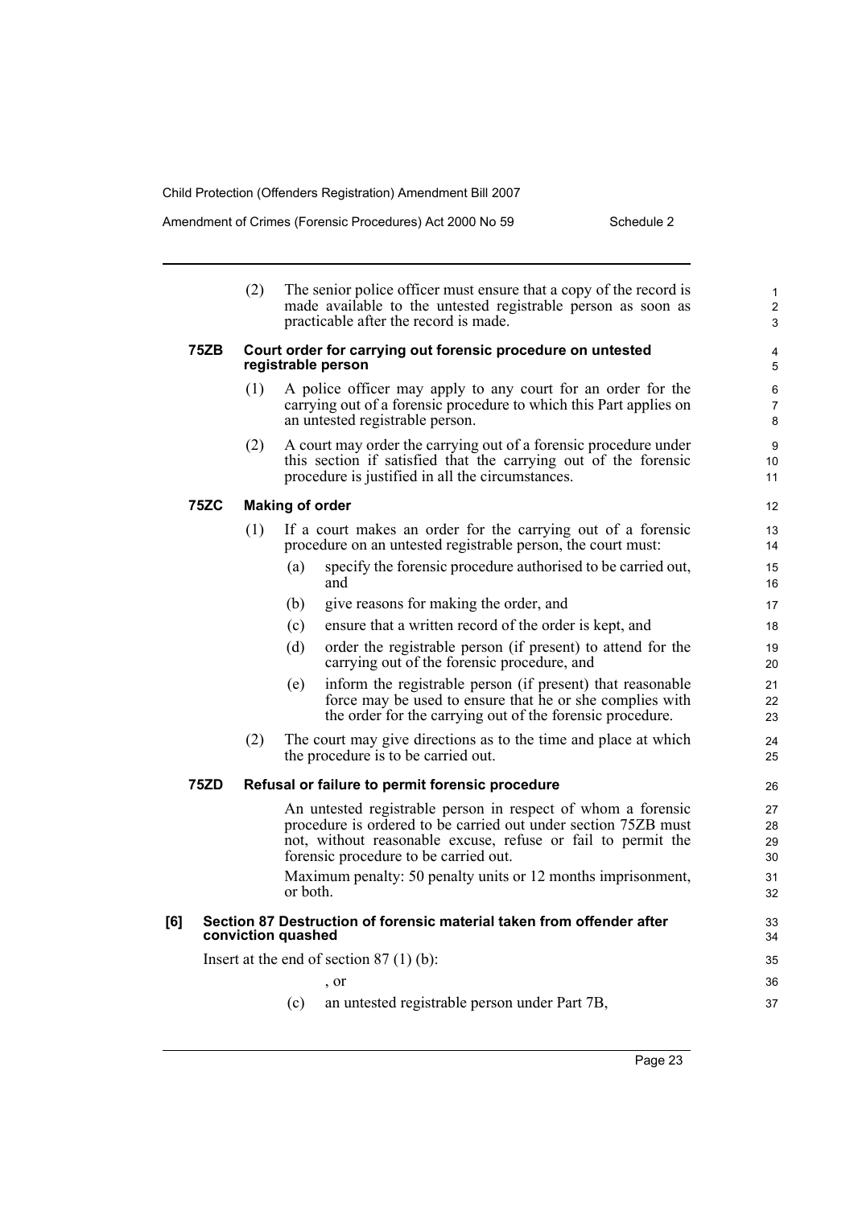(2) The senior police officer must ensure that a copy of the record is made available to the untested registrable person as soon as practicable after the record is made.

**75ZB Court order for carrying out forensic procedure on untested registrable person**

(1) A police officer may apply to any court for an order for the carrying out of a forensic procedure to which this Part applies on an untested registrable person.

(2) A court may order the carrying out of a forensic procedure under this section if satisfied that the carrying out of the forensic procedure is justified in all the circumstances.

**75ZC Making of order**

(1) If a court makes an order for the carrying out of a forensic procedure on an untested registrable person, the court must:

- (a) specify the forensic procedure authorised to be carried out, and
- (b) give reasons for making the order, and
- (c) ensure that a written record of the order is kept, and
- (d) order the registrable person (if present) to attend for the carrying out of the forensic procedure, and
- (e) inform the registrable person (if present) that reasonable force may be used to ensure that he or she complies with the order for the carrying out of the forensic procedure.

(2) The court may give directions as to the time and place at which the procedure is to be carried out.

**75ZD Refusal or failure to permit forensic procedure**

An untested registrable person in respect of whom a forensic procedure is ordered to be carried out under section 75ZB must not, without reasonable excuse, refuse or fail to permit the forensic procedure to be carried out.

Maximum penalty: 50 penalty units or 12 months imprisonment, or both.

**[6] Section 87 Destruction of forensic material taken from offender after conviction quashed**

Insert at the end of section 87 (1) (b):

, or

(c) an untested registrable person under Part 7B,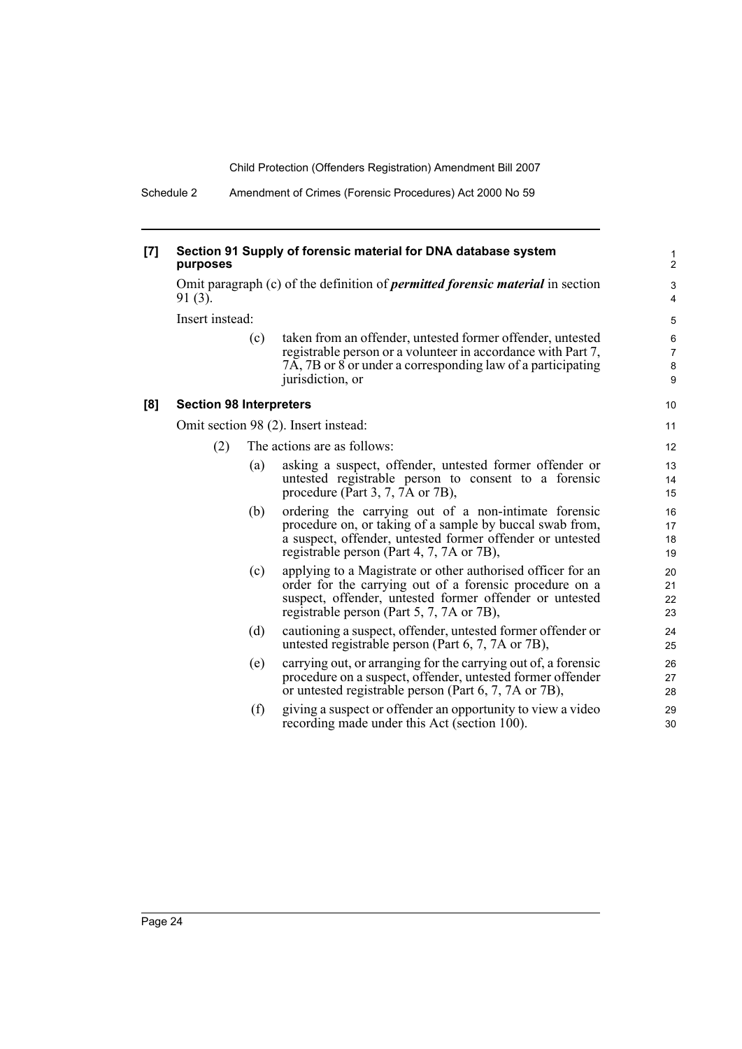**[7] Section 91 Supply of forensic material for DNA database system purposes**

Omit paragraph (c) of the definition of ***permitted forensic material*** in section 91 (3).

Insert instead:

> (c) taken from an offender, untested former offender, untested registrable person or a volunteer in accordance with Part 7, 7A, 7B or 8 or under a corresponding law of a participating jurisdiction, or

**[8] Section 98 Interpreters**

Omit section 98 (2). Insert instead:

> (2) The actions are as follows:
>
> (a) asking a suspect, offender, untested former offender or untested registrable person to consent to a forensic procedure (Part 3, 7, 7A or 7B),
>
> (b) ordering the carrying out of a non-intimate forensic procedure on, or taking of a sample by buccal swab from, a suspect, offender, untested former offender or untested registrable person (Part 4, 7, 7A or 7B),
>
> (c) applying to a Magistrate or other authorised officer for an order for the carrying out of a forensic procedure on a suspect, offender, untested former offender or untested registrable person (Part 5, 7, 7A or 7B),
>
> (d) cautioning a suspect, offender, untested former offender or untested registrable person (Part 6, 7, 7A or 7B),
>
> (e) carrying out, or arranging for the carrying out of, a forensic procedure on a suspect, offender, untested former offender or untested registrable person (Part 6, 7, 7A or 7B),
>
> (f) giving a suspect or offender an opportunity to view a video recording made under this Act (section 100).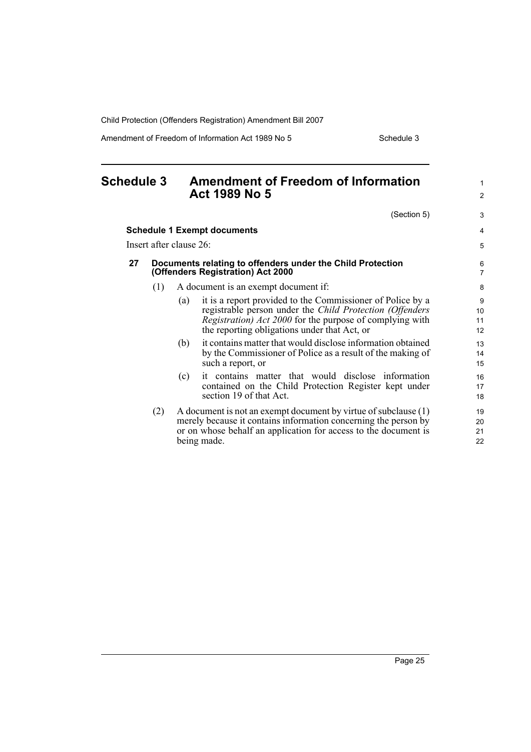# Schedule 3 Amendment of Freedom of Information Act 1989 No 5

(Section 5)

**Schedule 1 Exempt documents**

Insert after clause 26:

### 27 Documents relating to offenders under the Child Protection (Offenders Registration) Act 2000

(1) A document is an exempt document if:

(a) it is a report provided to the Commissioner of Police by a registrable person under the *Child Protection (Offenders Registration) Act 2000* for the purpose of complying with the reporting obligations under that Act, or

(b) it contains matter that would disclose information obtained by the Commissioner of Police as a result of the making of such a report, or

(c) it contains matter that would disclose information contained on the Child Protection Register kept under section 19 of that Act.

(2) A document is not an exempt document by virtue of subclause (1) merely because it contains information concerning the person by or on whose behalf an application for access to the document is being made.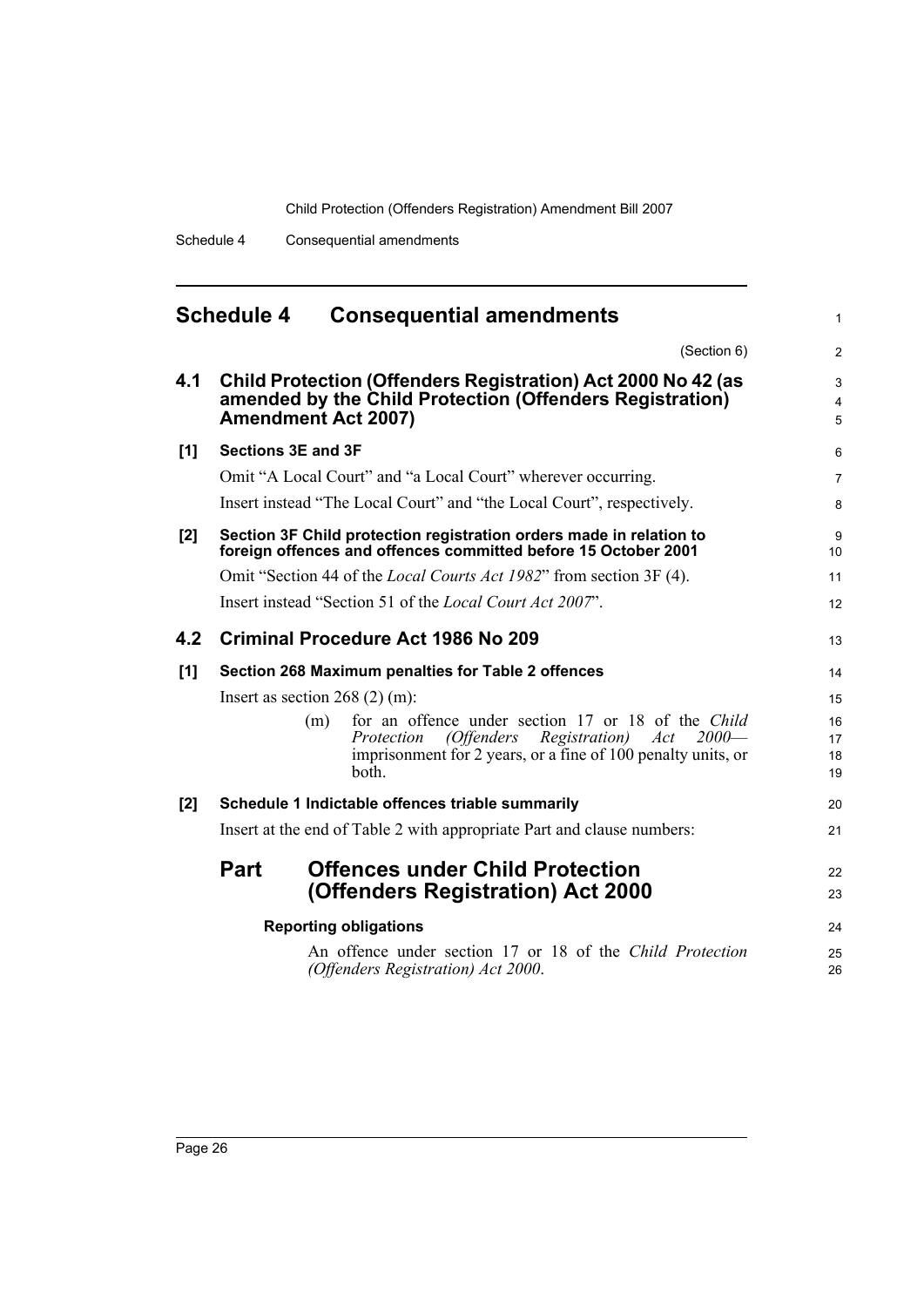## Schedule 4 Consequential amendments

(Section 6)

### 4.1 Child Protection (Offenders Registration) Act 2000 No 42 (as amended by the Child Protection (Offenders Registration) Amendment Act 2007)

**[1] Sections 3E and 3F**

Omit "A Local Court" and "a Local Court" wherever occurring.

Insert instead "The Local Court" and "the Local Court", respectively.

**[2] Section 3F Child protection registration orders made in relation to foreign offences and offences committed before 15 October 2001**

Omit "Section 44 of the *Local Courts Act 1982*" from section 3F (4).

Insert instead "Section 51 of the *Local Court Act 2007*".

### 4.2 Criminal Procedure Act 1986 No 209

**[1] Section 268 Maximum penalties for Table 2 offences**

Insert as section 268 (2) (m):

(m) for an offence under section 17 or 18 of the *Child Protection (Offenders Registration) Act 2000*—imprisonment for 2 years, or a fine of 100 penalty units, or both.

**[2] Schedule 1 Indictable offences triable summarily**

Insert at the end of Table 2 with appropriate Part and clause numbers:

## Part Offences under Child Protection (Offenders Registration) Act 2000

**Reporting obligations**

An offence under section 17 or 18 of the *Child Protection (Offenders Registration) Act 2000*.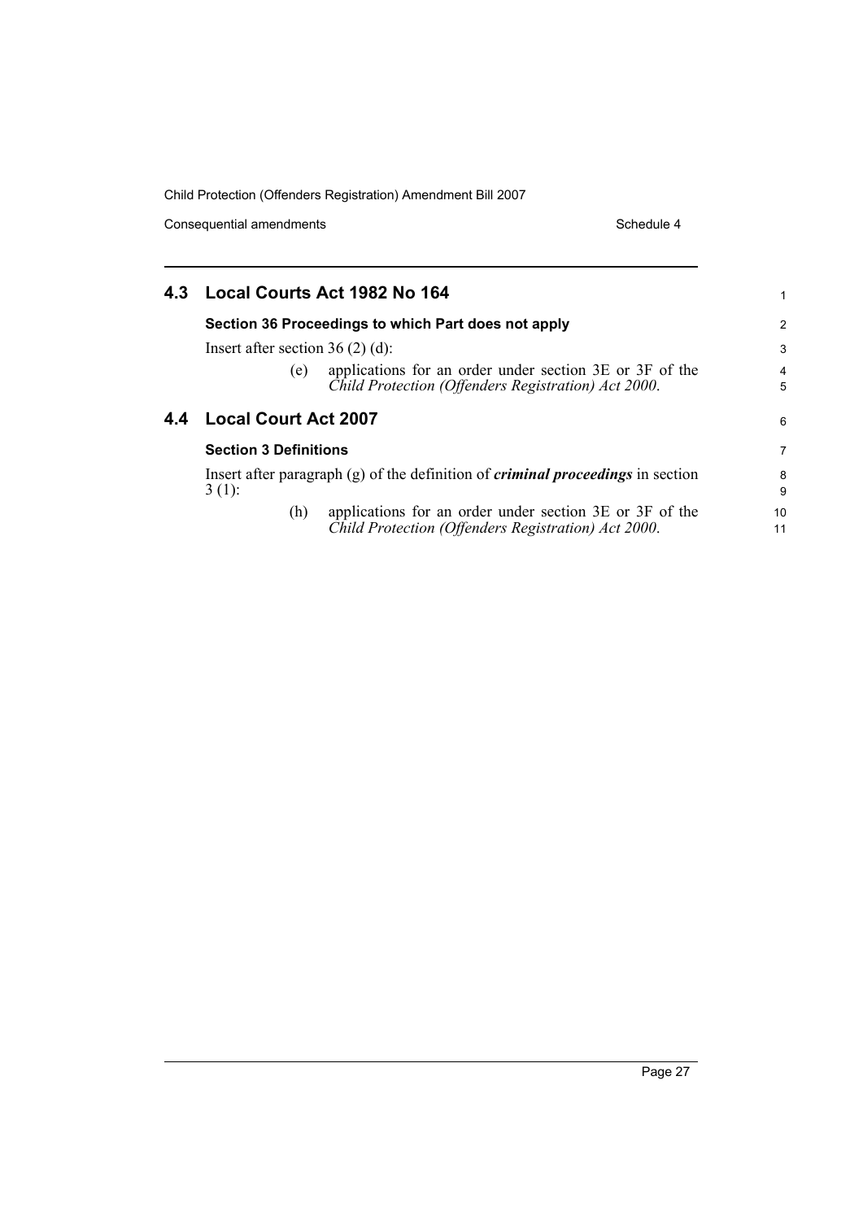## 4.3 Local Courts Act 1982 No 164

**Section 36 Proceedings to which Part does not apply**

Insert after section 36 (2) (d):

(e) applications for an order under section 3E or 3F of the *Child Protection (Offenders Registration) Act 2000*.

## 4.4 Local Court Act 2007

**Section 3 Definitions**

Insert after paragraph (g) of the definition of ***criminal proceedings*** in section 3 (1):

(h) applications for an order under section 3E or 3F of the *Child Protection (Offenders Registration) Act 2000*.